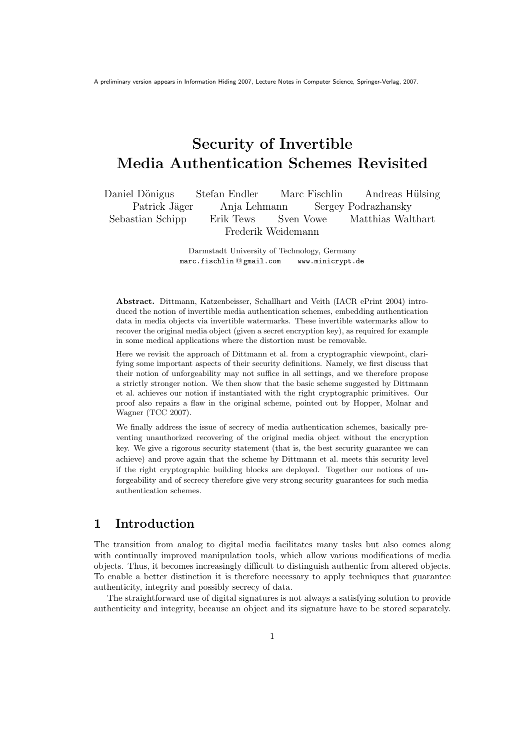A preliminary version appears in Information Hiding 2007, Lecture Notes in Computer Science, Springer-Verlag, 2007.

# Security of Invertible Media Authentication Schemes Revisited

Daniel Dönigus Stefan Endler Marc Fischlin Andreas Hülsing Patrick Jäger Anja Lehmann Sergey Podrazhansky Sebastian Schipp Erik Tews Sven Vowe Matthias Walthart Frederik Weidemann

Darmstadt University of Technology, Germany
marc.fischlin@gmail.com www.minicrypt.de

**Abstract.** Dittmann, Katzenbeisser, Schallhart and Veith (IACR ePrint 2004) introduced the notion of invertible media authentication schemes, embedding authentication data in media objects via invertible watermarks. These invertible watermarks allow to recover the original media object (given a secret encryption key), as required for example in some medical applications where the distortion must be removable.

Here we revisit the approach of Dittmann et al. from a cryptographic viewpoint, clarifying some important aspects of their security definitions. Namely, we first discuss that their notion of unforgeability may not suffice in all settings, and we therefore propose a strictly stronger notion. We then show that the basic scheme suggested by Dittmann et al. achieves our notion if instantiated with the right cryptographic primitives. Our proof also repairs a flaw in the original scheme, pointed out by Hopper, Molnar and Wagner (TCC 2007).

We finally address the issue of secrecy of media authentication schemes, basically preventing unauthorized recovering of the original media object without the encryption key. We give a rigorous security statement (that is, the best security guarantee we can achieve) and prove again that the scheme by Dittmann et al. meets this security level if the right cryptographic building blocks are deployed. Together our notions of unforgeability and of secrecy therefore give very strong security guarantees for such media authentication schemes.

## 1 Introduction

The transition from analog to digital media facilitates many tasks but also comes along with continually improved manipulation tools, which allow various modifications of media objects. Thus, it becomes increasingly difficult to distinguish authentic from altered objects. To enable a better distinction it is therefore necessary to apply techniques that guarantee authenticity, integrity and possibly secrecy of data.

The straightforward use of digital signatures is not always a satisfying solution to provide authenticity and integrity, because an object and its signature have to be stored separately.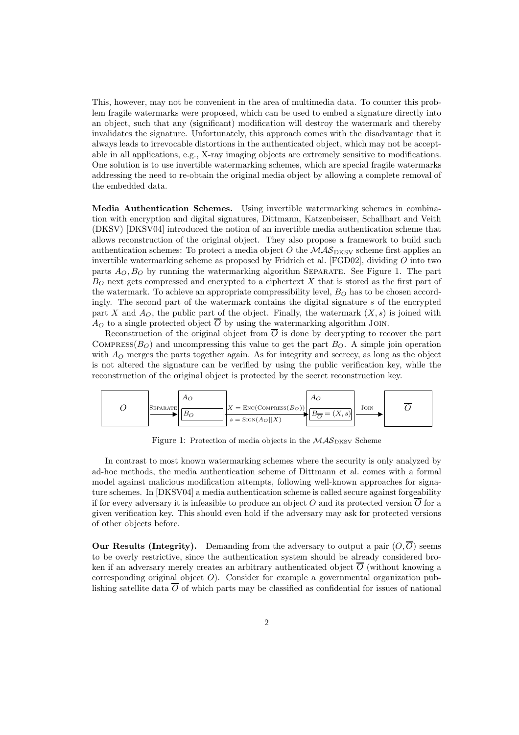This, however, may not be convenient in the area of multimedia data. To counter this problem fragile watermarks were proposed, which can be used to embed a signature directly into an object, such that any (significant) modification will destroy the watermark and thereby invalidates the signature. Unfortunately, this approach comes with the disadvantage that it always leads to irrevocable distortions in the authenticated object, which may not be acceptable in all applications, e.g., X-ray imaging objects are extremely sensitive to modifications. One solution is to use invertible watermarking schemes, which are special fragile watermarks addressing the need to re-obtain the original media object by allowing a complete removal of the embedded data.

**Media Authentication Schemes.** Using invertible watermarking schemes in combination with encryption and digital signatures, Dittmann, Katzenbeisser, Schallhart and Veith (DKSV) [DKSV04] introduced the notion of an invertible media authentication scheme that allows reconstruction of the original object. They also propose a framework to build such authentication schemes: To protect a media object $O$ the $\mathcal{MAS}_{\text{DKSV}}$ scheme first applies an invertible watermarking scheme as proposed by Fridrich et al. [FGD02], dividing $O$ into two parts $A_O, B_O$ by running the watermarking algorithm SEPARATE. See Figure 1. The part $B_O$ next gets compressed and encrypted to a ciphertext $X$ that is stored as the first part of the watermark. To achieve an appropriate compressibility level, $B_O$ has to be chosen accordingly. The second part of the watermark contains the digital signature $s$ of the encrypted part $X$ and $A_O$, the public part of the object. Finally, the watermark $(X, s)$ is joined with $A_O$ to a single protected object $\overline{O}$ by using the watermarking algorithm JOIN.

Reconstruction of the original object from $\overline{O}$ is done by decrypting to recover the part $\text{COMPRESS}(B_O)$ and uncompressing this value to get the part $B_O$. A simple join operation with $A_O$ merges the parts together again. As for integrity and secrecy, as long as the object is not altered the signature can be verified by using the public verification key, while the reconstruction of the original object is protected by the secret reconstruction key.

$$O \xrightarrow{\text{SEPARATE}} \begin{bmatrix} A_O \\ B_O \end{bmatrix} \xrightarrow[s = \text{SIGN}(A_O||X)]{X = \text{ENC}(\text{COMPRESS}(B_O))} \begin{bmatrix} A_O \\ B_{\overline{O}} = (X, s) \end{bmatrix} \xrightarrow{\text{JOIN}} \overline{O}$$

Figure 1: Protection of media objects in the $\mathcal{MAS}_{\text{DKSV}}$ Scheme

In contrast to most known watermarking schemes where the security is only analyzed by ad-hoc methods, the media authentication scheme of Dittmann et al. comes with a formal model against malicious modification attempts, following well-known approaches for signature schemes. In [DKSV04] a media authentication scheme is called secure against forgeability if for every adversary it is infeasible to produce an object $O$ and its protected version $\overline{O}$ for a given verification key. This should even hold if the adversary may ask for protected versions of other objects before.

**Our Results (Integrity).** Demanding from the adversary to output a pair $(O, \overline{O})$ seems to be overly restrictive, since the authentication system should be already considered broken if an adversary merely creates an arbitrary authenticated object $\overline{O}$ (without knowing a corresponding original object $O$). Consider for example a governmental organization publishing satellite data $\overline{O}$ of which parts may be classified as confidential for issues of national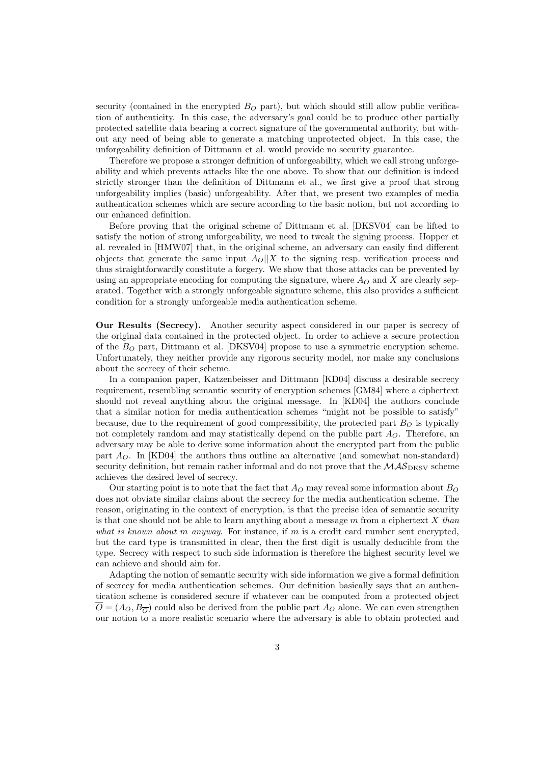security (contained in the encrypted $B_O$ part), but which should still allow public verification of authenticity. In this case, the adversary's goal could be to produce other partially protected satellite data bearing a correct signature of the governmental authority, but without any need of being able to generate a matching unprotected object. In this case, the unforgeability definition of Dittmann et al. would provide no security guarantee.

Therefore we propose a stronger definition of unforgeability, which we call strong unforgeability and which prevents attacks like the one above. To show that our definition is indeed strictly stronger than the definition of Dittmann et al., we first give a proof that strong unforgeability implies (basic) unforgeability. After that, we present two examples of media authentication schemes which are secure according to the basic notion, but not according to our enhanced definition.

Before proving that the original scheme of Dittmann et al. [DKSV04] can be lifted to satisfy the notion of strong unforgeability, we need to tweak the signing process. Hopper et al. revealed in [HMW07] that, in the original scheme, an adversary can easily find different objects that generate the same input $A_O||X$ to the signing resp. verification process and thus straightforwardly constitute a forgery. We show that those attacks can be prevented by using an appropriate encoding for computing the signature, where $A_O$ and $X$ are clearly separated. Together with a strongly unforgeable signature scheme, this also provides a sufficient condition for a strongly unforgeable media authentication scheme.

**Our Results (Secrecy).** Another security aspect considered in our paper is secrecy of the original data contained in the protected object. In order to achieve a secure protection of the $B_O$ part, Dittmann et al. [DKSV04] propose to use a symmetric encryption scheme. Unfortunately, they neither provide any rigorous security model, nor make any conclusions about the secrecy of their scheme.

In a companion paper, Katzenbeisser and Dittmann [KD04] discuss a desirable secrecy requirement, resembling semantic security of encryption schemes [GM84] where a ciphertext should not reveal anything about the original message. In [KD04] the authors conclude that a similar notion for media authentication schemes "might not be possible to satisfy" because, due to the requirement of good compressibility, the protected part $B_O$ is typically not completely random and may statistically depend on the public part $A_O$. Therefore, an adversary may be able to derive some information about the encrypted part from the public part $A_O$. In [KD04] the authors thus outline an alternative (and somewhat non-standard) security definition, but remain rather informal and do not prove that the $\mathcal{MAS}_{\text{DKSV}}$ scheme achieves the desired level of secrecy.

Our starting point is to note that the fact that $A_O$ may reveal some information about $B_O$ does not obviate similar claims about the secrecy for the media authentication scheme. The reason, originating in the context of encryption, is that the precise idea of semantic security is that one should not be able to learn anything about a message $m$ from a ciphertext $X$ *than what is known about $m$ anyway*. For instance, if $m$ is a credit card number sent encrypted, but the card type is transmitted in clear, then the first digit is usually deducible from the type. Secrecy with respect to such side information is therefore the highest security level we can achieve and should aim for.

Adapting the notion of semantic security with side information we give a formal definition of secrecy for media authentication schemes. Our definition basically says that an authentication scheme is considered secure if whatever can be computed from a protected object $\overline{O} = (A_O, B_{\overline{O}})$ could also be derived from the public part $A_O$ alone. We can even strengthen our notion to a more realistic scenario where the adversary is able to obtain protected and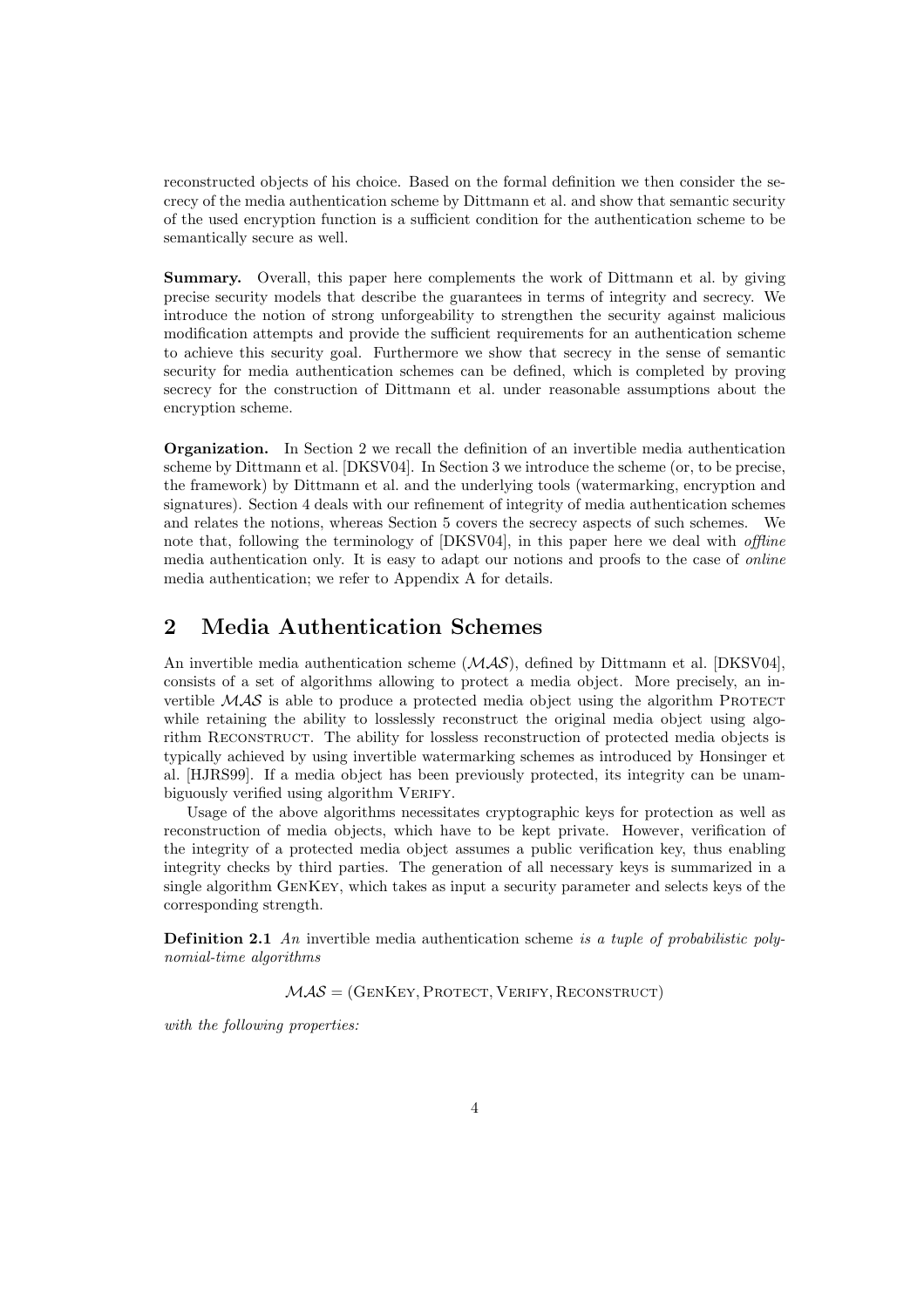reconstructed objects of his choice. Based on the formal definition we then consider the secrecy of the media authentication scheme by Dittmann et al. and show that semantic security of the used encryption function is a sufficient condition for the authentication scheme to be semantically secure as well.

**Summary.** Overall, this paper here complements the work of Dittmann et al. by giving precise security models that describe the guarantees in terms of integrity and secrecy. We introduce the notion of strong unforgeability to strengthen the security against malicious modification attempts and provide the sufficient requirements for an authentication scheme to achieve this security goal. Furthermore we show that secrecy in the sense of semantic security for media authentication schemes can be defined, which is completed by proving secrecy for the construction of Dittmann et al. under reasonable assumptions about the encryption scheme.

**Organization.** In Section 2 we recall the definition of an invertible media authentication scheme by Dittmann et al. [DKSV04]. In Section 3 we introduce the scheme (or, to be precise, the framework) by Dittmann et al. and the underlying tools (watermarking, encryption and signatures). Section 4 deals with our refinement of integrity of media authentication schemes and relates the notions, whereas Section 5 covers the secrecy aspects of such schemes. We note that, following the terminology of [DKSV04], in this paper here we deal with *offline* media authentication only. It is easy to adapt our notions and proofs to the case of *online* media authentication; we refer to Appendix A for details.

## 2 Media Authentication Schemes

An invertible media authentication scheme ($\mathcal{MAS}$), defined by Dittmann et al. [DKSV04], consists of a set of algorithms allowing to protect a media object. More precisely, an invertible $\mathcal{MAS}$ is able to produce a protected media object using the algorithm Protect while retaining the ability to losslessly reconstruct the original media object using algorithm Reconstruct. The ability for lossless reconstruction of protected media objects is typically achieved by using invertible watermarking schemes as introduced by Honsinger et al. [HJRS99]. If a media object has been previously protected, its integrity can be unambiguously verified using algorithm Verify.

Usage of the above algorithms necessitates cryptographic keys for protection as well as reconstruction of media objects, which have to be kept private. However, verification of the integrity of a protected media object assumes a public verification key, thus enabling integrity checks by third parties. The generation of all necessary keys is summarized in a single algorithm GenKey, which takes as input a security parameter and selects keys of the corresponding strength.

**Definition 2.1** *An* invertible media authentication scheme *is a tuple of probabilistic polynomial-time algorithms*

$$\mathcal{MAS} = (\textsc{GenKey}, \textsc{Protect}, \textsc{Verify}, \textsc{Reconstruct})$$

*with the following properties:*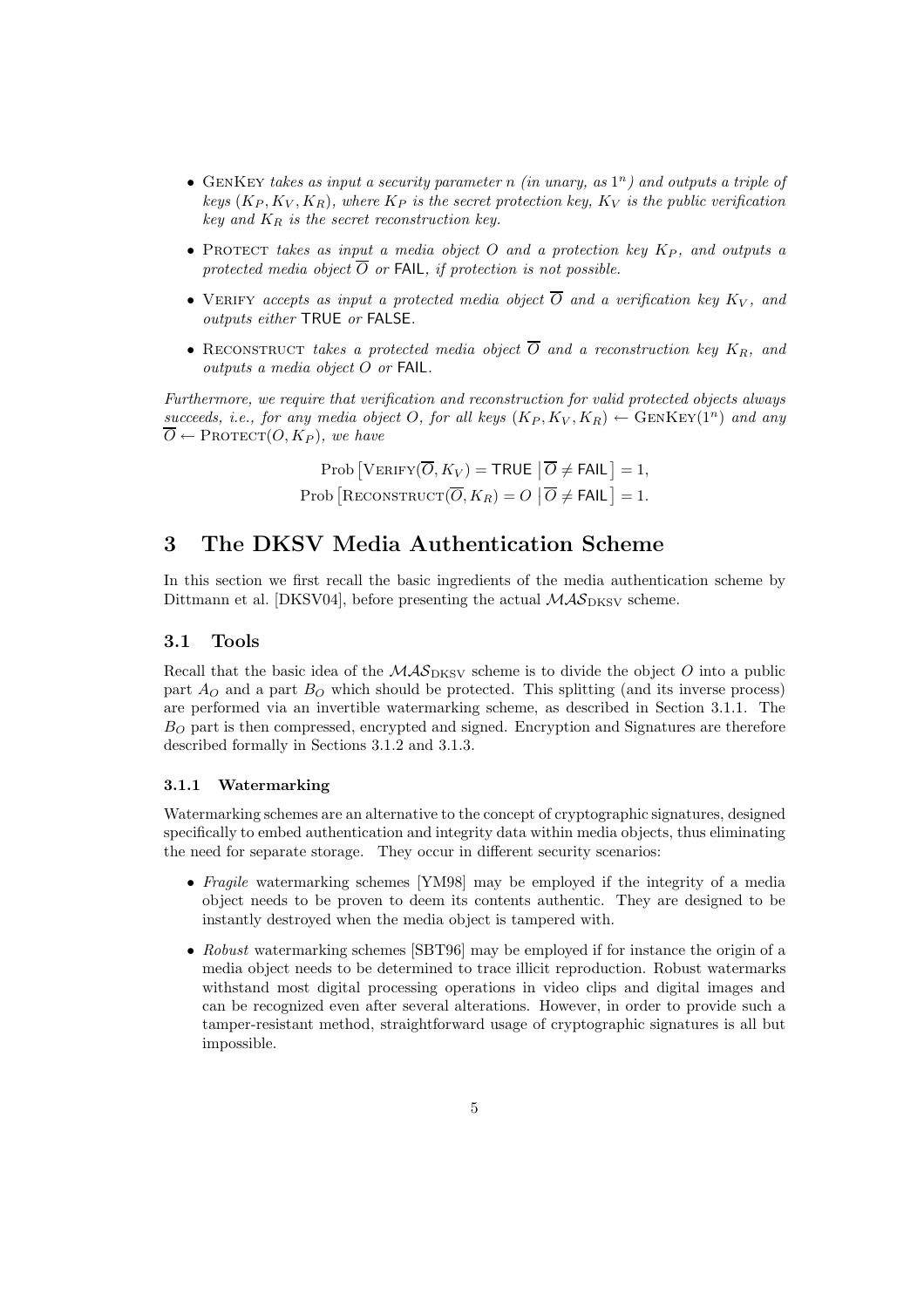- GenKey *takes as input a security parameter $n$ (in unary, as $1^n$) and outputs a triple of keys $(K_P, K_V, K_R)$, where $K_P$ is the secret protection key, $K_V$ is the public verification key and $K_R$ is the secret reconstruction key.*
- Protect *takes as input a media object $O$ and a protection key $K_P$, and outputs a protected media object $\overline{O}$ or* FAIL*, if protection is not possible.*
- Verify *accepts as input a protected media object $\overline{O}$ and a verification key $K_V$, and outputs either* TRUE *or* FALSE*.*
- Reconstruct *takes a protected media object $\overline{O}$ and a reconstruction key $K_R$, and outputs a media object $O$ or* FAIL*.*

*Furthermore, we require that verification and reconstruction for valid protected objects always succeeds, i.e., for any media object $O$, for all keys $(K_P, K_V, K_R) \leftarrow \text{GenKey}(1^n)$ and any $\overline{O} \leftarrow \text{Protect}(O, K_P)$, we have*

$$\text{Prob}\left[\text{Verify}(\overline{O}, K_V) = \mathsf{TRUE} \;\middle|\; \overline{O} \neq \mathsf{FAIL}\right] = 1,$$
$$\text{Prob}\left[\text{Reconstruct}(\overline{O}, K_R) = O \;\middle|\; \overline{O} \neq \mathsf{FAIL}\right] = 1.$$

# 3 The DKSV Media Authentication Scheme

In this section we first recall the basic ingredients of the media authentication scheme by Dittmann et al. [DKSV04], before presenting the actual $\mathcal{MAS}_{\text{DKSV}}$ scheme.

## 3.1 Tools

Recall that the basic idea of the $\mathcal{MAS}_{\text{DKSV}}$ scheme is to divide the object $O$ into a public part $A_O$ and a part $B_O$ which should be protected. This splitting (and its inverse process) are performed via an invertible watermarking scheme, as described in Section 3.1.1. The $B_O$ part is then compressed, encrypted and signed. Encryption and Signatures are therefore described formally in Sections 3.1.2 and 3.1.3.

### 3.1.1 Watermarking

Watermarking schemes are an alternative to the concept of cryptographic signatures, designed specifically to embed authentication and integrity data within media objects, thus eliminating the need for separate storage. They occur in different security scenarios:

- *Fragile* watermarking schemes [YM98] may be employed if the integrity of a media object needs to be proven to deem its contents authentic. They are designed to be instantly destroyed when the media object is tampered with.
- *Robust* watermarking schemes [SBT96] may be employed if for instance the origin of a media object needs to be determined to trace illicit reproduction. Robust watermarks withstand most digital processing operations in video clips and digital images and can be recognized even after several alterations. However, in order to provide such a tamper-resistant method, straightforward usage of cryptographic signatures is all but impossible.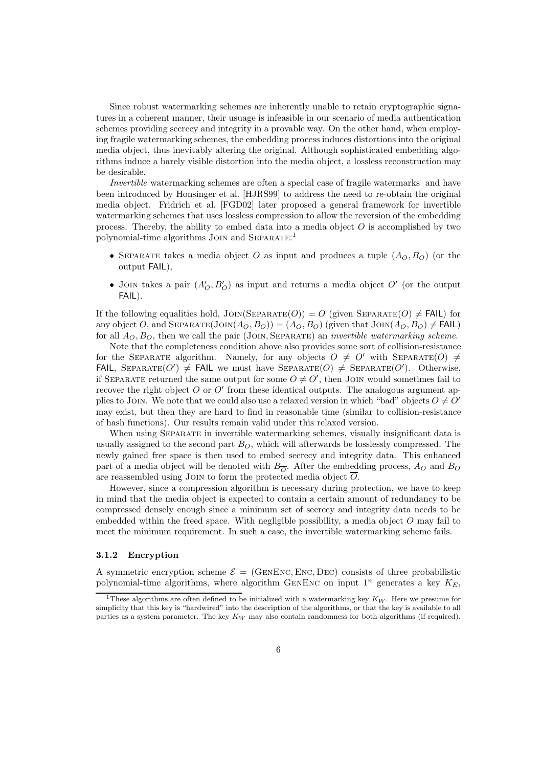Since robust watermarking schemes are inherently unable to retain cryptographic signatures in a coherent manner, their usuage is infeasible in our scenario of media authentication schemes providing secrecy and integrity in a provable way. On the other hand, when employing fragile watermarking schemes, the embedding process induces distortions into the original media object, thus inevitably altering the original. Although sophisticated embedding algorithms induce a barely visible distortion into the media object, a lossless reconstruction may be desirable.

*Invertible* watermarking schemes are often a special case of fragile watermarks and have been introduced by Honsinger et al. [HJRS99] to address the need to re-obtain the original media object. Fridrich et al. [FGD02] later proposed a general framework for invertible watermarking schemes that uses lossless compression to allow the reversion of the embedding process. Thereby, the ability to embed data into a media object $O$ is accomplished by two polynomial-time algorithms $\textsc{Join}$ and $\textsc{Separate}$:[1]

- $\textsc{Separate}$ takes a media object $O$ as input and produces a tuple $(A_O, B_O)$ (or the output $\mathsf{FAIL}$),
- $\textsc{Join}$ takes a pair $(A'_O, B'_O)$ as input and returns a media object $O'$ (or the output $\mathsf{FAIL}$).

If the following equalities hold, $\textsc{Join}(\textsc{Separate}(O)) = O$ (given $\textsc{Separate}(O) \neq \mathsf{FAIL}$) for any object $O$, and $\textsc{Separate}(\textsc{Join}(A_O, B_O)) = (A_O, B_O)$ (given that $\textsc{Join}(A_O, B_O) \neq \mathsf{FAIL}$) for all $A_O, B_O$, then we call the pair ($\textsc{Join}, \textsc{Separate}$) an *invertible watermarking scheme*.

Note that the completeness condition above also provides some sort of collision-resistance for the $\textsc{Separate}$ algorithm. Namely, for any objects $O \neq O'$ with $\textsc{Separate}(O) \neq \mathsf{FAIL}$, $\textsc{Separate}(O') \neq \mathsf{FAIL}$ we must have $\textsc{Separate}(O) \neq \textsc{Separate}(O')$. Otherwise, if $\textsc{Separate}$ returned the same output for some $O \neq O'$, then $\textsc{Join}$ would sometimes fail to recover the right object $O$ or $O'$ from these identical outputs. The analogous argument applies to $\textsc{Join}$. We note that we could also use a relaxed version in which "bad" objects $O \neq O'$ may exist, but then they are hard to find in reasonable time (similar to collision-resistance of hash functions). Our results remain valid under this relaxed version.

When using $\textsc{Separate}$ in invertible watermarking schemes, visually insignificant data is usually assigned to the second part $B_O$, which will afterwards be losslessly compressed. The newly gained free space is then used to embed secrecy and integrity data. This enhanced part of a media object will be denoted with $B_{\overline{O}}$. After the embedding process, $A_O$ and $B_O$ are reassembled using $\textsc{Join}$ to form the protected media object $\overline{O}$.

However, since a compression algorithm is necessary during protection, we have to keep in mind that the media object is expected to contain a certain amount of redundancy to be compressed densely enough since a minimum set of secrecy and integrity data needs to be embedded within the freed space. With negligible possibility, a media object $O$ may fail to meet the minimum requirement. In such a case, the invertible watermarking scheme fails.

### 3.1.2 Encryption

A symmetric encryption scheme $\mathcal{E} = (\textsc{GenEnc}, \textsc{Enc}, \textsc{Dec})$ consists of three probabilistic polynomial-time algorithms, where algorithm $\textsc{GenEnc}$ on input $1^n$ generates a key $K_E$,

---

[1] These algorithms are often defined to be initialized with a watermarking key $K_W$. Here we presume for simplicity that this key is "hardwired" into the description of the algorithms, or that the key is available to all parties as a system parameter. The key $K_W$ may also contain randomness for both algorithms (if required).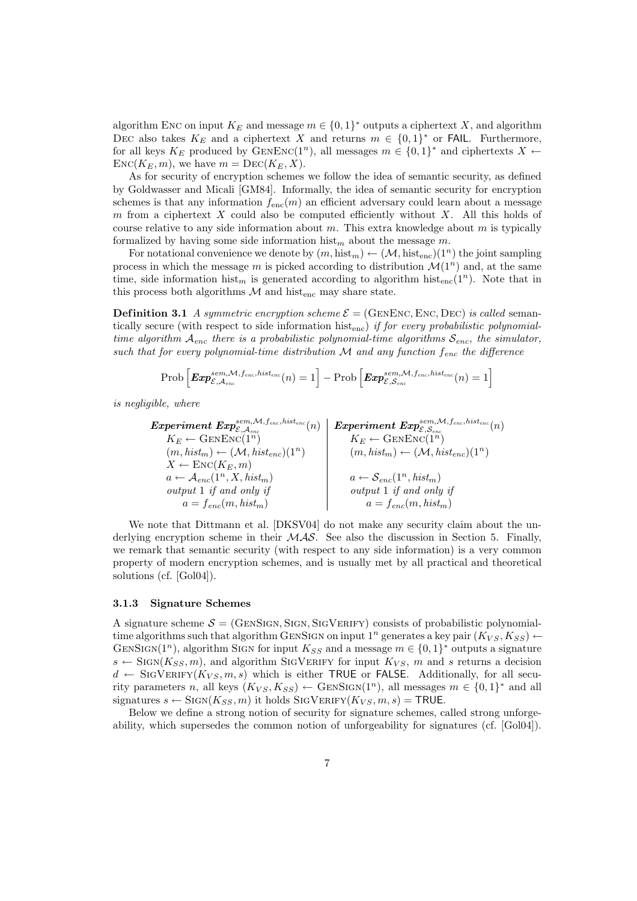algorithm $\text{Enc}$ on input $K_E$ and message $m \in \{0,1\}^*$ outputs a ciphertext $X$, and algorithm $\text{Dec}$ also takes $K_E$ and a ciphertext $X$ and returns $m \in \{0,1\}^*$ or $\mathsf{FAIL}$. Furthermore, for all keys $K_E$ produced by $\text{GenEnc}(1^n)$, all messages $m \in \{0,1\}^*$ and ciphertexts $X \leftarrow \text{Enc}(K_E, m)$, we have $m = \text{Dec}(K_E, X)$.

As for security of encryption schemes we follow the idea of semantic security, as defined by Goldwasser and Micali [GM84]. Informally, the idea of semantic security for encryption schemes is that any information $f_{\text{enc}}(m)$ an efficient adversary could learn about a message $m$ from a ciphertext $X$ could also be computed efficiently without $X$. All this holds of course relative to any side information about $m$. This extra knowledge about $m$ is typically formalized by having some side information $\text{hist}_m$ about the message $m$.

For notational convenience we denote by $(m, \text{hist}_m) \leftarrow (\mathcal{M}, \text{hist}_{\text{enc}})(1^n)$ the joint sampling process in which the message $m$ is picked according to distribution $\mathcal{M}(1^n)$ and, at the same time, side information $\text{hist}_m$ is generated according to algorithm $\text{hist}_{\text{enc}}(1^n)$. Note that in this process both algorithms $\mathcal{M}$ and $\text{hist}_{\text{enc}}$ may share state.

**Definition 3.1** *A symmetric encryption scheme $\mathcal{E} = (\text{GenEnc}, \text{Enc}, \text{Dec})$ is called* semantically secure *(with respect to side information $\text{hist}_{\text{enc}}$) if for every probabilistic polynomial-time algorithm $\mathcal{A}_{enc}$ there is a probabilistic polynomial-time algorithms $\mathcal{S}_{enc}$, the simulator, such that for every polynomial-time distribution $\mathcal{M}$ and any function $f_{enc}$ the difference*

$$\text{Prob}\left[\boldsymbol{Exp}^{sem,\mathcal{M},f_{enc},hist_{enc}}_{\mathcal{E},\mathcal{A}_{enc}}(n) = 1\right] - \text{Prob}\left[\boldsymbol{Exp}^{sem,\mathcal{M},f_{enc},hist_{enc}}_{\mathcal{E},\mathcal{S}_{enc}}(n) = 1\right]$$

*is negligible, where*

| ***Experiment*** $\boldsymbol{Exp}^{sem,\mathcal{M},f_{enc},hist_{enc}}_{\mathcal{E},\mathcal{A}_{enc}}(n)$ | ***Experiment*** $\boldsymbol{Exp}^{sem,\mathcal{M},f_{enc},hist_{enc}}_{\mathcal{E},\mathcal{S}_{enc}}(n)$ |
|---|---|
| $K_E \leftarrow \text{GenEnc}(1^n)$ | $K_E \leftarrow \text{GenEnc}(1^n)$ |
| $(m, hist_m) \leftarrow (\mathcal{M}, hist_{enc})(1^n)$ | $(m, hist_m) \leftarrow (\mathcal{M}, hist_{enc})(1^n)$ |
| $X \leftarrow \text{Enc}(K_E, m)$ | |
| $a \leftarrow \mathcal{A}_{enc}(1^n, X, hist_m)$ | $a \leftarrow \mathcal{S}_{enc}(1^n, hist_m)$ |
| *output* 1 *if and only if* | *output* 1 *if and only if* |
| $a = f_{enc}(m, hist_m)$ | $a = f_{enc}(m, hist_m)$ |

We note that Dittmann et al. [DKSV04] do not make any security claim about the underlying encryption scheme in their $\mathcal{MAS}$. See also the discussion in Section 5. Finally, we remark that semantic security (with respect to any side information) is a very common property of modern encryption schemes, and is usually met by all practical and theoretical solutions (cf. [Gol04]).

### 3.1.3 Signature Schemes

A signature scheme $\mathcal{S} = (\text{GenSign}, \text{Sign}, \text{SigVerify})$ consists of probabilistic polynomial-time algorithms such that algorithm $\text{GenSign}$ on input $1^n$ generates a key pair $(K_{VS}, K_{SS}) \leftarrow \text{GenSign}(1^n)$, algorithm $\text{Sign}$ for input $K_{SS}$ and a message $m \in \{0,1\}^*$ outputs a signature $s \leftarrow \text{Sign}(K_{SS}, m)$, and algorithm $\text{SigVerify}$ for input $K_{VS}$, $m$ and $s$ returns a decision $d \leftarrow \text{SigVerify}(K_{VS}, m, s)$ which is either $\mathsf{TRUE}$ or $\mathsf{FALSE}$. Additionally, for all security parameters $n$, all keys $(K_{VS}, K_{SS}) \leftarrow \text{GenSign}(1^n)$, all messages $m \in \{0,1\}^*$ and all signatures $s \leftarrow \text{Sign}(K_{SS}, m)$ it holds $\text{SigVerify}(K_{VS}, m, s) = \mathsf{TRUE}$.

Below we define a strong notion of security for signature schemes, called strong unforgeability, which supersedes the common notion of unforgeability for signatures (cf. [Gol04]).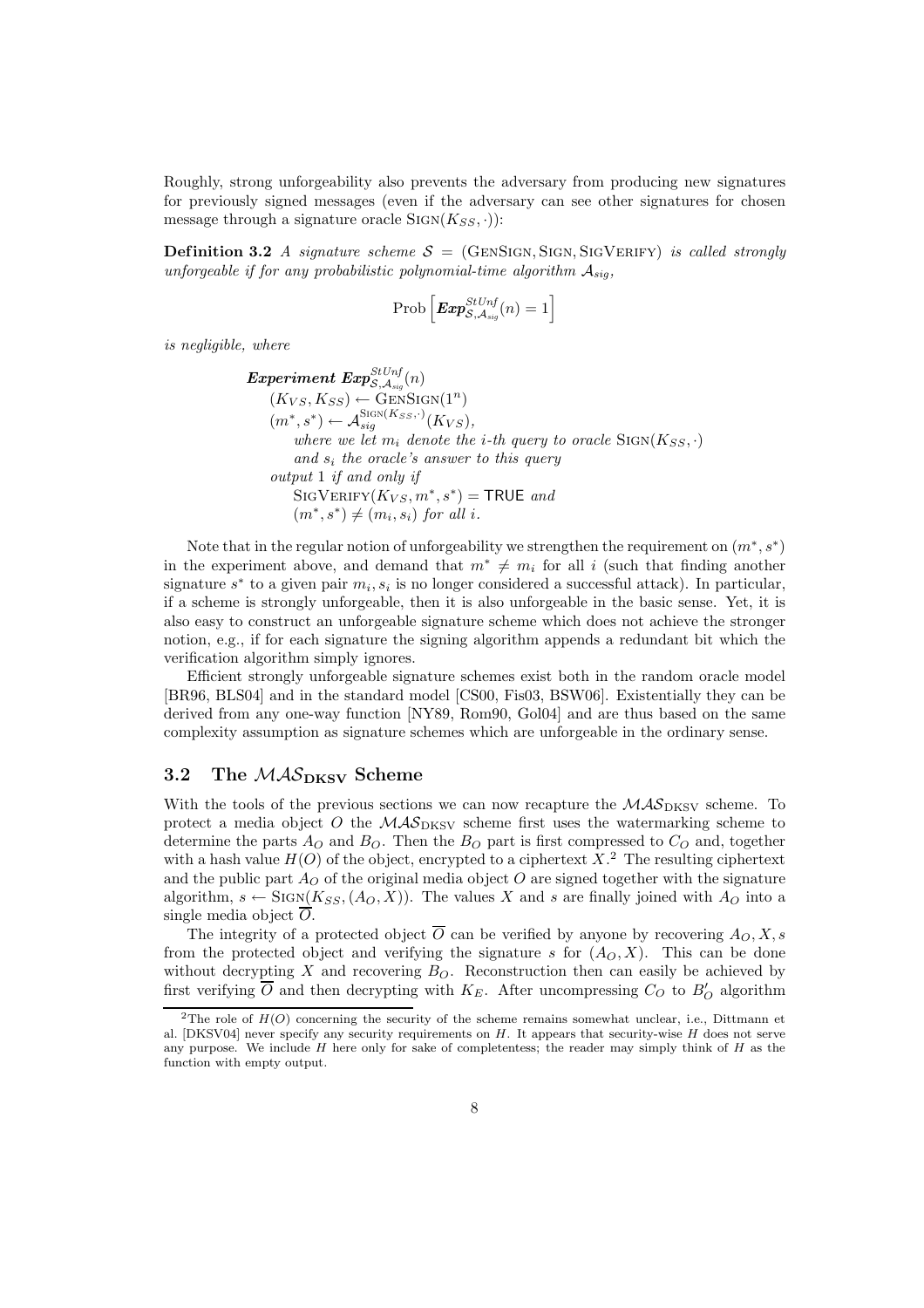Roughly, strong unforgeability also prevents the adversary from producing new signatures for previously signed messages (even if the adversary can see other signatures for chosen message through a signature oracle $\text{Sign}(K_{SS}, \cdot)$):

**Definition 3.2** *A signature scheme* $\mathcal{S} = (\text{GenSign}, \text{Sign}, \text{SigVerify})$ *is called strongly unforgeable if for any probabilistic polynomial-time algorithm* $\mathcal{A}_{sig}$,

$$\text{Prob}\left[\boldsymbol{Exp}^{StUnf}_{\mathcal{S},\mathcal{A}_{sig}}(n) = 1\right]$$

*is negligible, where*

> ***Experiment*** $\boldsymbol{Exp}^{StUnf}_{\mathcal{S},\mathcal{A}_{sig}}(n)$
> $(K_{VS}, K_{SS}) \leftarrow \text{GenSign}(1^n)$
> $(m^*, s^*) \leftarrow \mathcal{A}_{sig}^{\text{Sign}(K_{SS},\cdot)}(K_{VS})$,
> *where we let* $m_i$ *denote the* $i$*-th query to oracle* $\text{Sign}(K_{SS}, \cdot)$
> *and* $s_i$ *the oracle's answer to this query*
> *output* 1 *if and only if*
> $\text{SigVerify}(K_{VS}, m^*, s^*) = \mathsf{TRUE}$ *and*
> $(m^*, s^*) \neq (m_i, s_i)$ *for all* $i$.

Note that in the regular notion of unforgeability we strengthen the requirement on $(m^*, s^*)$ in the experiment above, and demand that $m^* \neq m_i$ for all $i$ (such that finding another signature $s^*$ to a given pair $m_i, s_i$ is no longer considered a successful attack). In particular, if a scheme is strongly unforgeable, then it is also unforgeable in the basic sense. Yet, it is also easy to construct an unforgeable signature scheme which does not achieve the stronger notion, e.g., if for each signature the signing algorithm appends a redundant bit which the verification algorithm simply ignores.

Efficient strongly unforgeable signature schemes exist both in the random oracle model [BR96, BLS04] and in the standard model [CS00, Fis03, BSW06]. Existentially they can be derived from any one-way function [NY89, Rom90, Gol04] and are thus based on the same complexity assumption as signature schemes which are unforgeable in the ordinary sense.

## 3.2 The $\mathcal{MAS}_{\textbf{DKSV}}$ Scheme

With the tools of the previous sections we can now recapture the $\mathcal{MAS}_{\text{DKSV}}$ scheme. To protect a media object $O$ the $\mathcal{MAS}_{\text{DKSV}}$ scheme first uses the watermarking scheme to determine the parts $A_O$ and $B_O$. Then the $B_O$ part is first compressed to $C_O$ and, together with a hash value $H(O)$ of the object, encrypted to a ciphertext $X$.[2] The resulting ciphertext and the public part $A_O$ of the original media object $O$ are signed together with the signature algorithm, $s \leftarrow \text{Sign}(K_{SS}, (A_O, X))$. The values $X$ and $s$ are finally joined with $A_O$ into a single media object $\overline{O}$.

The integrity of a protected object $\overline{O}$ can be verified by anyone by recovering $A_O, X, s$ from the protected object and verifying the signature $s$ for $(A_O, X)$. This can be done without decrypting $X$ and recovering $B_O$. Reconstruction then can easily be achieved by first verifying $\overline{O}$ and then decrypting with $K_E$. After uncompressing $C_O$ to $B'_O$ algorithm

---

[2] The role of $H(O)$ concerning the security of the scheme remains somewhat unclear, i.e., Dittmann et al. [DKSV04] never specify any security requirements on $H$. It appears that security-wise $H$ does not serve any purpose. We include $H$ here only for sake of completentess; the reader may simply think of $H$ as the function with empty output.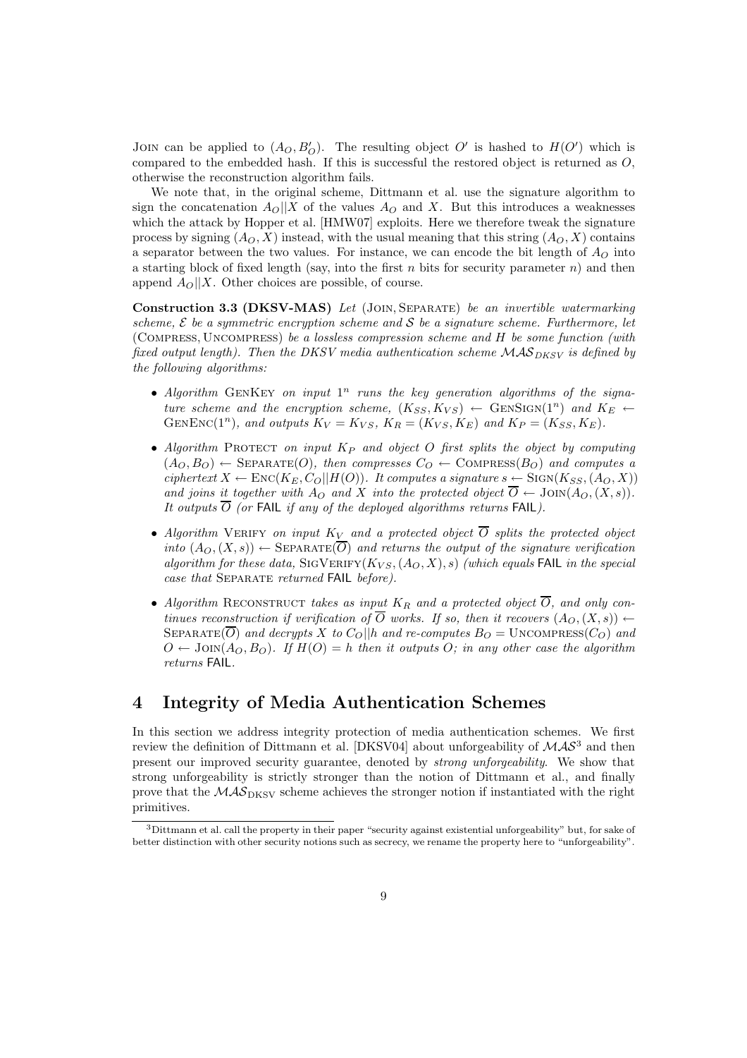Join can be applied to $(A_O, B'_O)$. The resulting object $O'$ is hashed to $H(O')$ which is compared to the embedded hash. If this is successful the restored object is returned as $O$, otherwise the reconstruction algorithm fails.

We note that, in the original scheme, Dittmann et al. use the signature algorithm to sign the concatenation $A_O||X$ of the values $A_O$ and $X$. But this introduces a weaknesses which the attack by Hopper et al. [HMW07] exploits. Here we therefore tweak the signature process by signing $(A_O, X)$ instead, with the usual meaning that this string $(A_O, X)$ contains a separator between the two values. For instance, we can encode the bit length of $A_O$ into a starting block of fixed length (say, into the first $n$ bits for security parameter $n$) and then append $A_O||X$. Other choices are possible, of course.

**Construction 3.3 (DKSV-MAS)** *Let* (Join, Separate) *be an invertible watermarking scheme,* $\mathcal{E}$ *be a symmetric encryption scheme and* $\mathcal{S}$ *be a signature scheme. Furthermore, let* (Compress, Uncompress) *be a lossless compression scheme and* $H$ *be some function (with fixed output length). Then the DKSV media authentication scheme* $\mathcal{MAS}_{DKSV}$ *is defined by the following algorithms:*

- *Algorithm* GenKey *on input* $1^n$ *runs the key generation algorithms of the signature scheme and the encryption scheme,* $(K_{SS}, K_{VS}) \leftarrow \text{GenSign}(1^n)$ *and* $K_E \leftarrow \text{GenEnc}(1^n)$*, and outputs* $K_V = K_{VS}$*,* $K_R = (K_{VS}, K_E)$ *and* $K_P = (K_{SS}, K_E)$*.*
- *Algorithm* Protect *on input* $K_P$ *and object* $O$ *first splits the object by computing* $(A_O, B_O) \leftarrow \text{Separate}(O)$*, then compresses* $C_O \leftarrow \text{Compress}(B_O)$ *and computes a ciphertext* $X \leftarrow \text{Enc}(K_E, C_O||H(O))$*. It computes a signature* $s \leftarrow \text{Sign}(K_{SS}, (A_O, X))$ *and joins it together with* $A_O$ *and* $X$ *into the protected object* $\overline{O} \leftarrow \text{Join}(A_O, (X, s))$*. It outputs* $\overline{O}$ *(or* FAIL *if any of the deployed algorithms returns* FAIL*).*
- *Algorithm* Verify *on input* $K_V$ *and a protected object* $\overline{O}$ *splits the protected object into* $(A_O, (X, s)) \leftarrow \text{Separate}(\overline{O})$ *and returns the output of the signature verification algorithm for these data,* $\text{SigVerify}(K_{VS}, (A_O, X), s)$ *(which equals* FAIL *in the special case that* Separate *returned* FAIL *before).*
- *Algorithm* Reconstruct *takes as input* $K_R$ *and a protected object* $\overline{O}$*, and only continues reconstruction if verification of* $\overline{O}$ *works. If so, then it recovers* $(A_O, (X, s)) \leftarrow \text{Separate}(\overline{O})$ *and decrypts* $X$ *to* $C_O||h$ *and re-computes* $B_O = \text{Uncompress}(C_O)$ *and* $O \leftarrow \text{Join}(A_O, B_O)$*. If* $H(O) = h$ *then it outputs* $O$*; in any other case the algorithm returns* FAIL*.*

# 4 Integrity of Media Authentication Schemes

In this section we address integrity protection of media authentication schemes. We first review the definition of Dittmann et al. [DKSV04] about unforgeability of $\mathcal{MAS}$[3] and then present our improved security guarantee, denoted by *strong unforgeability*. We show that strong unforgeability is strictly stronger than the notion of Dittmann et al., and finally prove that the $\mathcal{MAS}_{\text{DKSV}}$ scheme achieves the stronger notion if instantiated with the right primitives.

[3] Dittmann et al. call the property in their paper "security against existential unforgeability" but, for sake of better distinction with other security notions such as secrecy, we rename the property here to "unforgeability".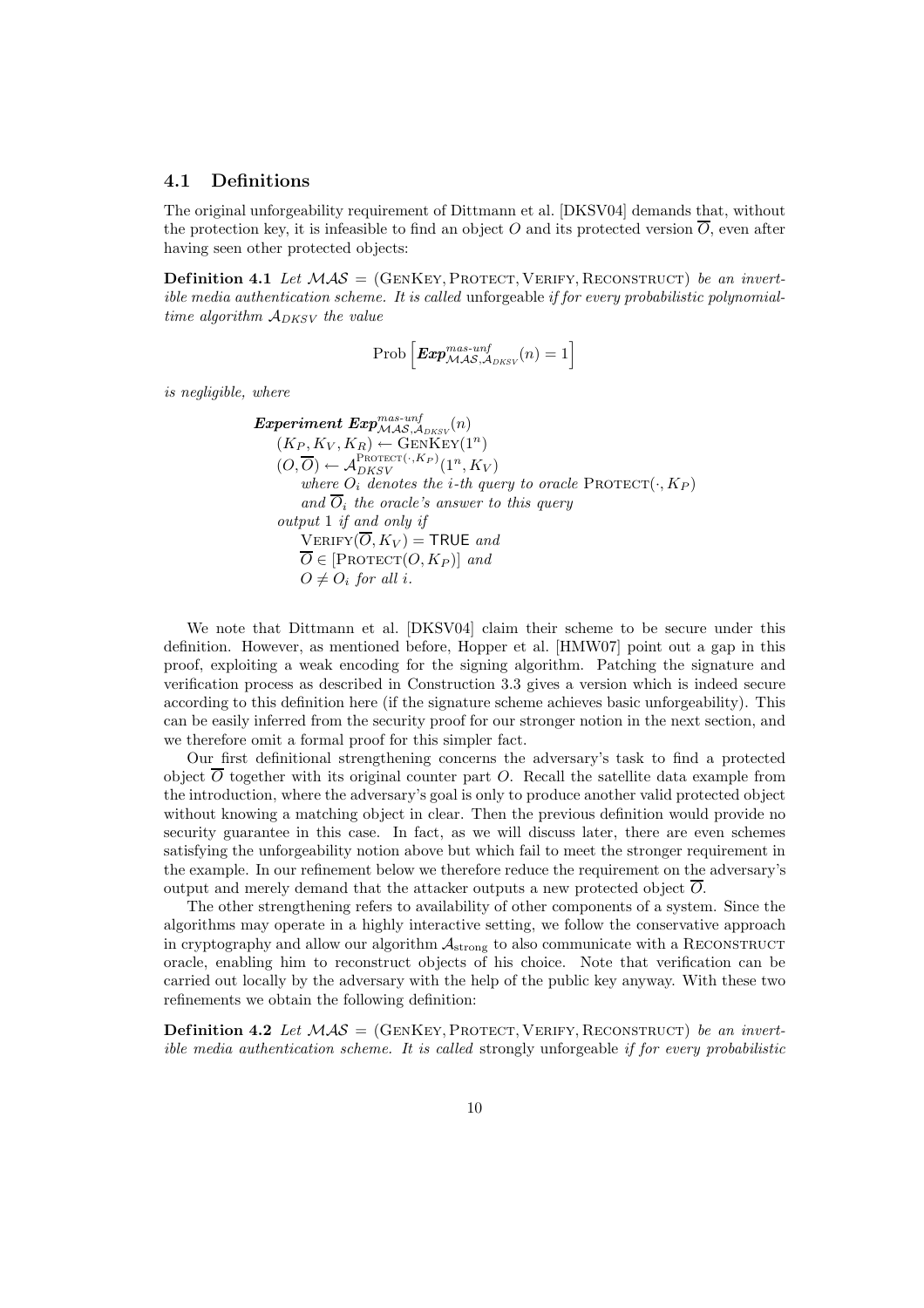### 4.1 Definitions

The original unforgeability requirement of Dittmann et al. [DKSV04] demands that, without the protection key, it is infeasible to find an object $O$ and its protected version $\overline{O}$, even after having seen other protected objects:

**Definition 4.1** *Let $\mathcal{MAS} = (\textsc{GenKey}, \textsc{Protect}, \textsc{Verify}, \textsc{Reconstruct})$ be an invertible media authentication scheme. It is called* unforgeable *if for every probabilistic polynomial-time algorithm $\mathcal{A}_{DKSV}$ the value*

$$\text{Prob}\left[\boldsymbol{Exp}^{mas\text{-}unf}_{\mathcal{MAS},\mathcal{A}_{DKSV}}(n) = 1\right]$$

*is negligible, where*

> ***Experiment*** $\boldsymbol{Exp}^{mas\text{-}unf}_{\mathcal{MAS},\mathcal{A}_{DKSV}}(n)$
> $(K_P, K_V, K_R) \leftarrow \textsc{GenKey}(1^n)$
> $(O, \overline{O}) \leftarrow \mathcal{A}_{DKSV}^{\textsc{Protect}(\cdot, K_P)}(1^n, K_V)$
> *where $O_i$ denotes the $i$-th query to oracle $\textsc{Protect}(\cdot, K_P)$*
> *and $\overline{O}_i$ the oracle's answer to this query*
> *output* 1 *if and only if*
> $\textsc{Verify}(\overline{O}, K_V) = \mathsf{TRUE}$ *and*
> $\overline{O} \in [\textsc{Protect}(O, K_P)]$ *and*
> $O \neq O_i$ *for all* $i$.

We note that Dittmann et al. [DKSV04] claim their scheme to be secure under this definition. However, as mentioned before, Hopper et al. [HMW07] point out a gap in this proof, exploiting a weak encoding for the signing algorithm. Patching the signature and verification process as described in Construction 3.3 gives a version which is indeed secure according to this definition here (if the signature scheme achieves basic unforgeability). This can be easily inferred from the security proof for our stronger notion in the next section, and we therefore omit a formal proof for this simpler fact.

Our first definitional strengthening concerns the adversary's task to find a protected object $\overline{O}$ together with its original counter part $O$. Recall the satellite data example from the introduction, where the adversary's goal is only to produce another valid protected object without knowing a matching object in clear. Then the previous definition would provide no security guarantee in this case. In fact, as we will discuss later, there are even schemes satisfying the unforgeability notion above but which fail to meet the stronger requirement in the example. In our refinement below we therefore reduce the requirement on the adversary's output and merely demand that the attacker outputs a new protected object $\overline{O}$.

The other strengthening refers to availability of other components of a system. Since the algorithms may operate in a highly interactive setting, we follow the conservative approach in cryptography and allow our algorithm $\mathcal{A}_{\text{strong}}$ to also communicate with a $\textsc{Reconstruct}$ oracle, enabling him to reconstruct objects of his choice. Note that verification can be carried out locally by the adversary with the help of the public key anyway. With these two refinements we obtain the following definition:

**Definition 4.2** *Let $\mathcal{MAS} = (\textsc{GenKey}, \textsc{Protect}, \textsc{Verify}, \textsc{Reconstruct})$ be an invertible media authentication scheme. It is called* strongly unforgeable *if for every probabilistic*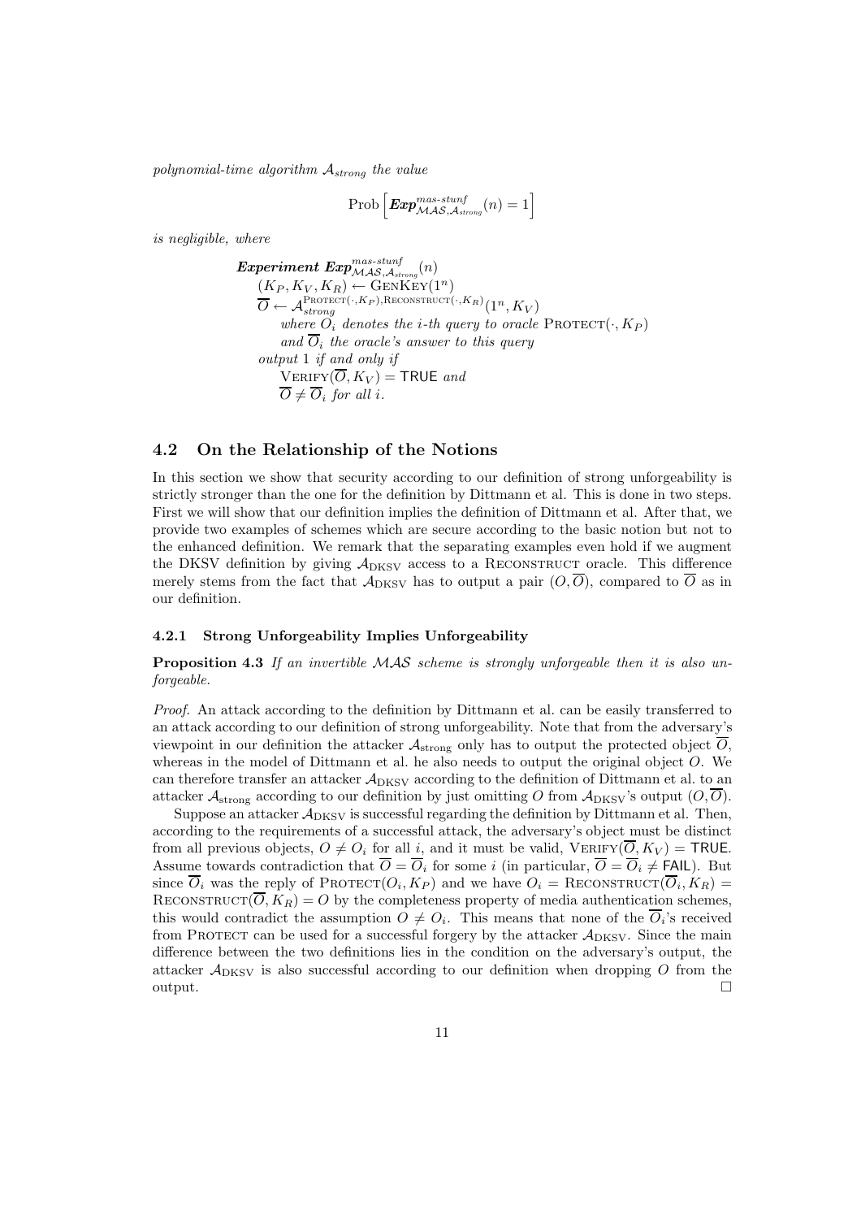*polynomial-time algorithm $\mathcal{A}_{strong}$ the value*

$$\text{Prob}\left[\boldsymbol{Exp}^{mas\text{-}stunf}_{\mathcal{MAS},\mathcal{A}_{strong}}(n) = 1\right]$$

*is negligible, where*

$$
\begin{array}{l}
\boldsymbol{Experiment\ Exp}^{mas\text{-}stunf}_{\mathcal{MAS},\mathcal{A}_{strong}}(n) \\
\quad (K_P, K_V, K_R) \leftarrow \text{GenKey}(1^n) \\
\quad \overline{O} \leftarrow \mathcal{A}_{strong}^{\text{Protect}(\cdot,K_P),\text{Reconstruct}(\cdot,K_R)}(1^n, K_V) \\
\qquad \textit{where } O_i \textit{ denotes the } i\textit{-th query to oracle } \text{Protect}(\cdot, K_P) \\
\qquad \textit{and } \overline{O}_i \textit{ the oracle's answer to this query} \\
\quad \textit{output } 1 \textit{ if and only if} \\
\qquad \text{Verify}(\overline{O}, K_V) = \mathsf{TRUE} \textit{ and} \\
\qquad \overline{O} \neq \overline{O}_i \textit{ for all } i.
\end{array}
$$

## 4.2 On the Relationship of the Notions

In this section we show that security according to our definition of strong unforgeability is strictly stronger than the one for the definition by Dittmann et al. This is done in two steps. First we will show that our definition implies the definition of Dittmann et al. After that, we provide two examples of schemes which are secure according to the basic notion but not to the enhanced definition. We remark that the separating examples even hold if we augment the DKSV definition by giving $\mathcal{A}_{\text{DKSV}}$ access to a Reconstruct oracle. This difference merely stems from the fact that $\mathcal{A}_{\text{DKSV}}$ has to output a pair $(O, \overline{O})$, compared to $\overline{O}$ as in our definition.

### 4.2.1 Strong Unforgeability Implies Unforgeability

**Proposition 4.3** *If an invertible $\mathcal{MAS}$ scheme is strongly unforgeable then it is also unforgeable.*

*Proof.* An attack according to the definition by Dittmann et al. can be easily transferred to an attack according to our definition of strong unforgeability. Note that from the adversary's viewpoint in our definition the attacker $\mathcal{A}_{\text{strong}}$ only has to output the protected object $\overline{O}$, whereas in the model of Dittmann et al. he also needs to output the original object $O$. We can therefore transfer an attacker $\mathcal{A}_{\text{DKSV}}$ according to the definition of Dittmann et al. to an attacker $\mathcal{A}_{\text{strong}}$ according to our definition by just omitting $O$ from $\mathcal{A}_{\text{DKSV}}$'s output $(O, \overline{O})$.

Suppose an attacker $\mathcal{A}_{\text{DKSV}}$ is successful regarding the definition by Dittmann et al. Then, according to the requirements of a successful attack, the adversary's object must be distinct from all previous objects, $O \neq O_i$ for all $i$, and it must be valid, $\text{Verify}(\overline{O}, K_V) = \mathsf{TRUE}$. Assume towards contradiction that $\overline{O} = \overline{O}_i$ for some $i$ (in particular, $\overline{O} = \overline{O}_i \neq \mathsf{FAIL}$). But since $\overline{O}_i$ was the reply of $\text{Protect}(O_i, K_P)$ and we have $O_i = \text{Reconstruct}(\overline{O}_i, K_R) = \text{Reconstruct}(\overline{O}, K_R) = O$ by the completeness property of media authentication schemes, this would contradict the assumption $O \neq O_i$. This means that none of the $\overline{O}_i$'s received from Protect can be used for a successful forgery by the attacker $\mathcal{A}_{\text{DKSV}}$. Since the main difference between the two definitions lies in the condition on the adversary's output, the attacker $\mathcal{A}_{\text{DKSV}}$ is also successful according to our definition when dropping $O$ from the output. □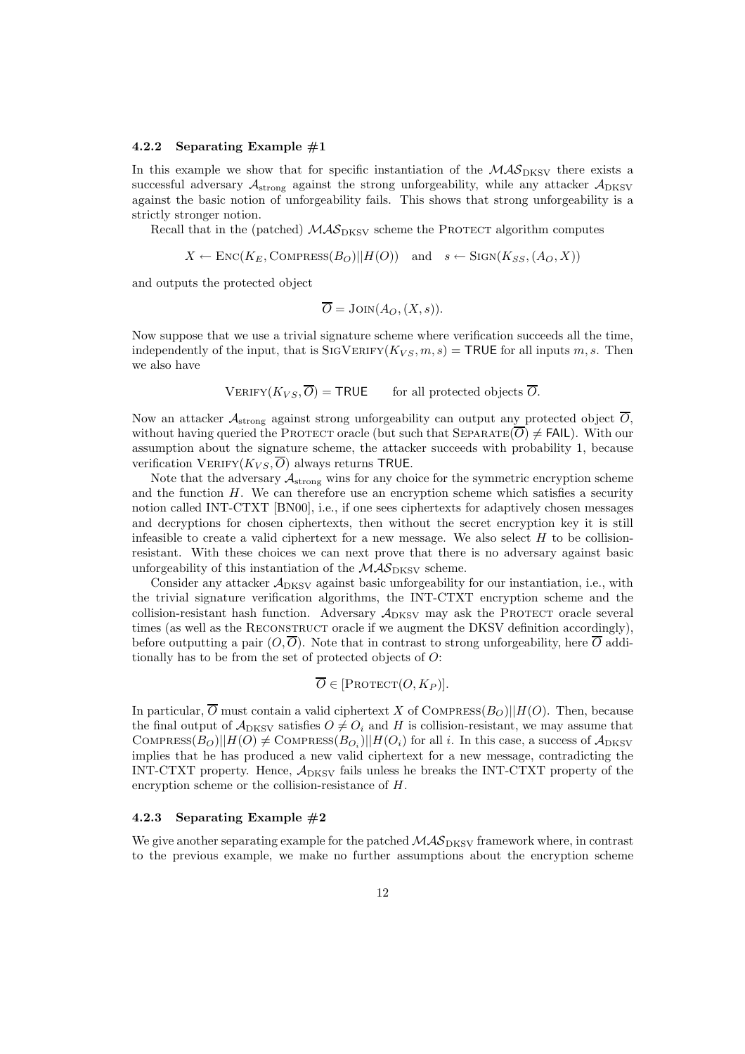### 4.2.2 Separating Example #1

In this example we show that for specific instantiation of the $\mathcal{MAS}_{\text{DKSV}}$ there exists a successful adversary $\mathcal{A}_{\text{strong}}$ against the strong unforgeability, while any attacker $\mathcal{A}_{\text{DKSV}}$ against the basic notion of unforgeability fails. This shows that strong unforgeability is a strictly stronger notion.

Recall that in the (patched) $\mathcal{MAS}_{\text{DKSV}}$ scheme the PROTECT algorithm computes

$$X \leftarrow \text{Enc}(K_E, \text{Compress}(B_O)||H(O)) \quad \text{and} \quad s \leftarrow \text{Sign}(K_{SS}, (A_O, X))$$

and outputs the protected object

$$\overline{O} = \text{Join}(A_O, (X, s)).$$

Now suppose that we use a trivial signature scheme where verification succeeds all the time, independently of the input, that is $\text{SigVerify}(K_{VS}, m, s) = \mathsf{TRUE}$ for all inputs $m, s$. Then we also have

$$\text{Verify}(K_{VS}, \overline{O}) = \mathsf{TRUE} \qquad \text{for all protected objects } \overline{O}.$$

Now an attacker $\mathcal{A}_{\text{strong}}$ against strong unforgeability can output any protected object $\overline{O}$, without having queried the PROTECT oracle (but such that $\text{Separate}(\overline{O}) \neq \mathsf{FAIL}$). With our assumption about the signature scheme, the attacker succeeds with probability 1, because verification $\text{Verify}(K_{VS}, \overline{O})$ always returns $\mathsf{TRUE}$.

Note that the adversary $\mathcal{A}_{\text{strong}}$ wins for any choice for the symmetric encryption scheme and the function $H$. We can therefore use an encryption scheme which satisfies a security notion called INT-CTXT [BN00], i.e., if one sees ciphertexts for adaptively chosen messages and decryptions for chosen ciphertexts, then without the secret encryption key it is still infeasible to create a valid ciphertext for a new message. We also select $H$ to be collision-resistant. With these choices we can next prove that there is no adversary against basic unforgeability of this instantiation of the $\mathcal{MAS}_{\text{DKSV}}$ scheme.

Consider any attacker $\mathcal{A}_{\text{DKSV}}$ against basic unforgeability for our instantiation, i.e., with the trivial signature verification algorithms, the INT-CTXT encryption scheme and the collision-resistant hash function. Adversary $\mathcal{A}_{\text{DKSV}}$ may ask the PROTECT oracle several times (as well as the RECONSTRUCT oracle if we augment the DKSV definition accordingly), before outputting a pair $(O, \overline{O})$. Note that in contrast to strong unforgeability, here $\overline{O}$ additionally has to be from the set of protected objects of $O$:

$$\overline{O} \in [\text{Protect}(O, K_P)].$$

In particular, $\overline{O}$ must contain a valid ciphertext $X$ of $\text{Compress}(B_O)||H(O)$. Then, because the final output of $\mathcal{A}_{\text{DKSV}}$ satisfies $O \neq O_i$ and $H$ is collision-resistant, we may assume that $\text{Compress}(B_O)||H(O) \neq \text{Compress}(B_{O_i})||H(O_i)$ for all $i$. In this case, a success of $\mathcal{A}_{\text{DKSV}}$ implies that he has produced a new valid ciphertext for a new message, contradicting the INT-CTXT property. Hence, $\mathcal{A}_{\text{DKSV}}$ fails unless he breaks the INT-CTXT property of the encryption scheme or the collision-resistance of $H$.

### 4.2.3 Separating Example #2

We give another separating example for the patched $\mathcal{MAS}_{\text{DKSV}}$ framework where, in contrast to the previous example, we make no further assumptions about the encryption scheme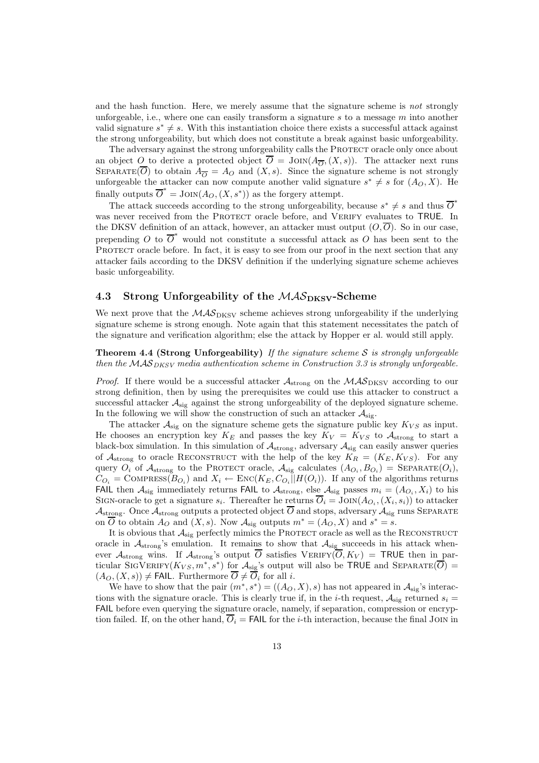and the hash function. Here, we merely assume that the signature scheme is *not* strongly unforgeable, i.e., where one can easily transform a signature $s$ to a message $m$ into another valid signature $s^* \neq s$. With this instantiation choice there exists a successful attack against the strong unforgeability, but which does not constitute a break against basic unforgeability.

The adversary against the strong unforgeability calls the PROTECT oracle only once about an object $O$ to derive a protected object $\overline{O} = \textsc{Join}(A_{\overline{O}}, (X, s))$. The attacker next runs $\textsc{Separate}(\overline{O})$ to obtain $A_{\overline{O}} = A_O$ and $(X, s)$. Since the signature scheme is not strongly unforgeable the attacker can now compute another valid signature $s^* \neq s$ for $(A_O, X)$. He finally outputs $\overline{O}^* = \textsc{Join}(A_O, (X, s^*))$ as the forgery attempt.

The attack succeeds according to the strong unforgeability, because $s^* \neq s$ and thus $\overline{O}^*$ was never received from the PROTECT oracle before, and VERIFY evaluates to TRUE. In the DKSV definition of an attack, however, an attacker must output $(O, \overline{O})$. So in our case, prepending $O$ to $\overline{O}^*$ would not constitute a successful attack as $O$ has been sent to the PROTECT oracle before. In fact, it is easy to see from our proof in the next section that any attacker fails according to the DKSV definition if the underlying signature scheme achieves basic unforgeability.

## 4.3 Strong Unforgeability of the $\mathcal{MAS}_{\mathrm{DKSV}}$-Scheme

We next prove that the $\mathcal{MAS}_{\mathrm{DKSV}}$ scheme achieves strong unforgeability if the underlying signature scheme is strong enough. Note again that this statement necessitates the patch of the signature and verification algorithm; else the attack by Hopper er al. would still apply.

**Theorem 4.4 (Strong Unforgeability)** *If the signature scheme $\mathcal{S}$ is strongly unforgeable then the $\mathcal{MAS}_{DKSV}$ media authentication scheme in Construction 3.3 is strongly unforgeable.*

*Proof.* If there would be a successful attacker $\mathcal{A}_{\mathrm{strong}}$ on the $\mathcal{MAS}_{\mathrm{DKSV}}$ according to our strong definition, then by using the prerequisites we could use this attacker to construct a successful attacker $\mathcal{A}_{\mathrm{sig}}$ against the strong unforgeability of the deployed signature scheme. In the following we will show the construction of such an attacker $\mathcal{A}_{\mathrm{sig}}$.

The attacker $\mathcal{A}_{\mathrm{sig}}$ on the signature scheme gets the signature public key $K_{VS}$ as input. He chooses an encryption key $K_E$ and passes the key $K_V = K_{VS}$ to $\mathcal{A}_{\mathrm{strong}}$ to start a black-box simulation. In this simulation of $\mathcal{A}_{\mathrm{strong}}$, adversary $\mathcal{A}_{\mathrm{sig}}$ can easily answer queries of $\mathcal{A}_{\mathrm{strong}}$ to oracle RECONSTRUCT with the help of the key $K_R = (K_E, K_{VS})$. For any query $O_i$ of $\mathcal{A}_{\mathrm{strong}}$ to the PROTECT oracle, $\mathcal{A}_{\mathrm{sig}}$ calculates $(A_{O_i}, B_{O_i}) = \textsc{Separate}(O_i)$, $C_{O_i} = \textsc{Compress}(B_{O_i})$ and $X_i \leftarrow \textsc{Enc}(K_E, C_{O_i}||H(O_i))$. If any of the algorithms returns FAIL then $\mathcal{A}_{\mathrm{sig}}$ immediately returns FAIL to $\mathcal{A}_{\mathrm{strong}}$, else $\mathcal{A}_{\mathrm{sig}}$ passes $m_i = (A_{O_i}, X_i)$ to his SIGN-oracle to get a signature $s_i$. Thereafter he returns $\overline{O}_i = \textsc{Join}(A_{O_i}, (X_i, s_i))$ to attacker $\mathcal{A}_{\mathrm{strong}}$. Once $\mathcal{A}_{\mathrm{strong}}$ outputs a protected object $\overline{O}$ and stops, adversary $\mathcal{A}_{\mathrm{sig}}$ runs SEPARATE on $\overline{O}$ to obtain $A_O$ and $(X, s)$. Now $\mathcal{A}_{\mathrm{sig}}$ outputs $m^* = (A_O, X)$ and $s^* = s$.

It is obvious that $\mathcal{A}_{\mathrm{sig}}$ perfectly mimics the PROTECT oracle as well as the RECONSTRUCT oracle in $\mathcal{A}_{\mathrm{strong}}$'s emulation. It remains to show that $\mathcal{A}_{\mathrm{sig}}$ succeeds in his attack whenever $\mathcal{A}_{\mathrm{strong}}$ wins. If $\mathcal{A}_{\mathrm{strong}}$'s output $\overline{O}$ satisfies $\textsc{Verify}(\overline{O}, K_V) = \mathsf{TRUE}$ then in particular $\textsc{SigVerify}(K_{VS}, m^*, s^*)$ for $\mathcal{A}_{\mathrm{sig}}$'s output will also be TRUE and $\textsc{Separate}(\overline{O}) = (A_O, (X, s)) \neq \mathsf{FAIL}$. Furthermore $\overline{O} \neq \overline{O}_i$ for all $i$.

We have to show that the pair $(m^*, s^*) = ((A_O, X), s)$ has not appeared in $\mathcal{A}_{\mathrm{sig}}$'s interactions with the signature oracle. This is clearly true if, in the $i$-th request, $\mathcal{A}_{\mathrm{sig}}$ returned $s_i =$ FAIL before even querying the signature oracle, namely, if separation, compression or encryption failed. If, on the other hand, $\overline{O}_i = \mathsf{FAIL}$ for the $i$-th interaction, because the final JOIN in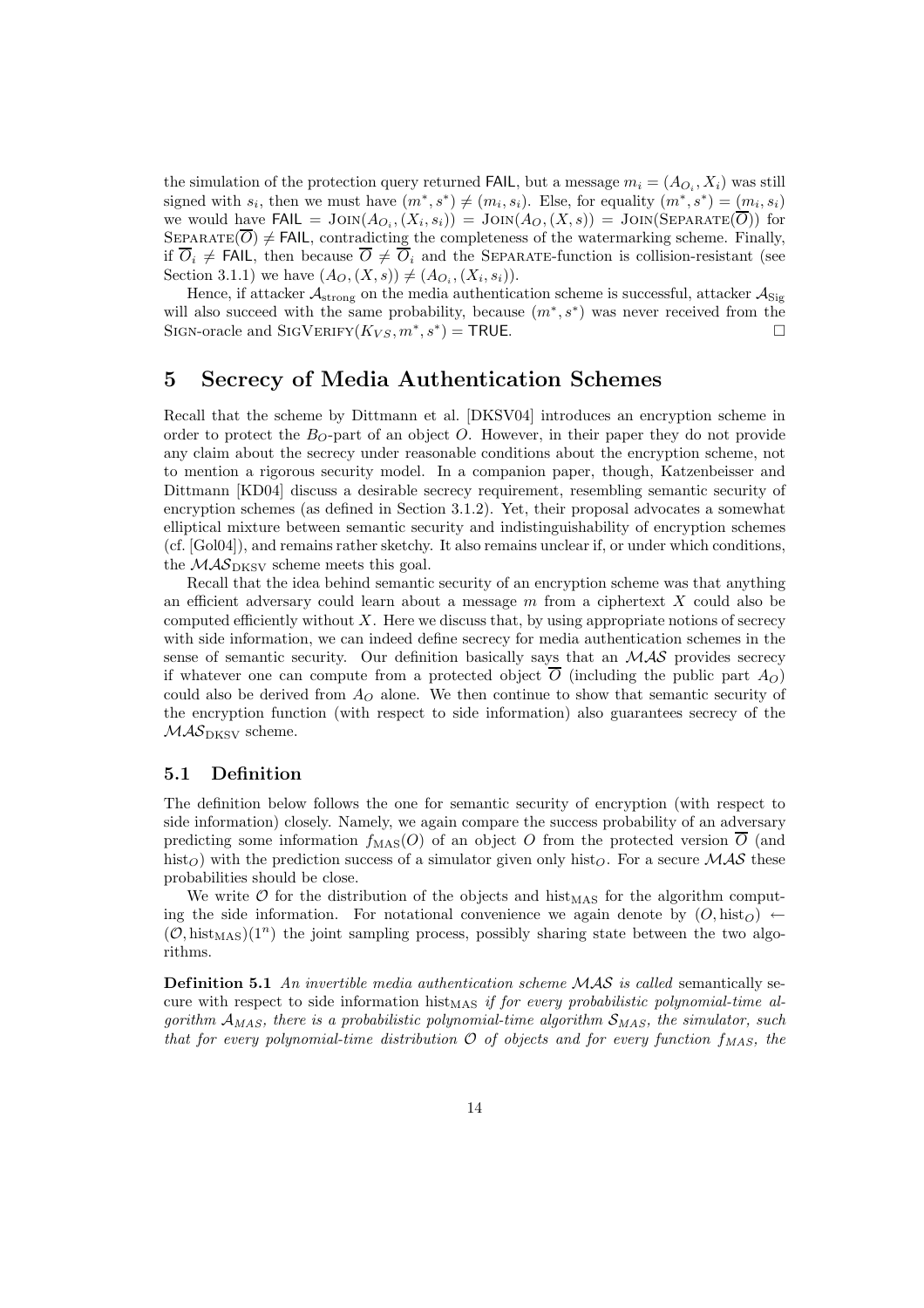the simulation of the protection query returned FAIL, but a message $m_i = (A_{O_i}, X_i)$ was still signed with $s_i$, then we must have $(m^*, s^*) \neq (m_i, s_i)$. Else, for equality $(m^*, s^*) = (m_i, s_i)$ we would have $\mathsf{FAIL} = \textsc{Join}(A_{O_i}, (X_i, s_i)) = \textsc{Join}(A_O, (X, s)) = \textsc{Join}(\textsc{Separate}(\overline{O}))$ for $\textsc{Separate}(\overline{O}) \neq \mathsf{FAIL}$, contradicting the completeness of the watermarking scheme. Finally, if $\overline{O}_i \neq \mathsf{FAIL}$, then because $\overline{O} \neq \overline{O}_i$ and the Separate-function is collision-resistant (see Section 3.1.1) we have $(A_O, (X, s)) \neq (A_{O_i}, (X_i, s_i))$.

Hence, if attacker $\mathcal{A}_{\text{strong}}$ on the media authentication scheme is successful, attacker $\mathcal{A}_{\text{Sig}}$ will also succeed with the same probability, because $(m^*, s^*)$ was never received from the Sign-oracle and $\textsc{SigVerify}(K_{VS}, m^*, s^*) = \mathsf{TRUE}$. □

# 5 Secrecy of Media Authentication Schemes

Recall that the scheme by Dittmann et al. [DKSV04] introduces an encryption scheme in order to protect the $B_O$-part of an object $O$. However, in their paper they do not provide any claim about the secrecy under reasonable conditions about the encryption scheme, not to mention a rigorous security model. In a companion paper, though, Katzenbeisser and Dittmann [KD04] discuss a desirable secrecy requirement, resembling semantic security of encryption schemes (as defined in Section 3.1.2). Yet, their proposal advocates a somewhat elliptical mixture between semantic security and indistinguishability of encryption schemes (cf. [Gol04]), and remains rather sketchy. It also remains unclear if, or under which conditions, the $\mathcal{MAS}_{\text{DKSV}}$ scheme meets this goal.

Recall that the idea behind semantic security of an encryption scheme was that anything an efficient adversary could learn about a message $m$ from a ciphertext $X$ could also be computed efficiently without $X$. Here we discuss that, by using appropriate notions of secrecy with side information, we can indeed define secrecy for media authentication schemes in the sense of semantic security. Our definition basically says that an $\mathcal{MAS}$ provides secrecy if whatever one can compute from a protected object $\overline{O}$ (including the public part $A_O$) could also be derived from $A_O$ alone. We then continue to show that semantic security of the encryption function (with respect to side information) also guarantees secrecy of the $\mathcal{MAS}_{\text{DKSV}}$ scheme.

## 5.1 Definition

The definition below follows the one for semantic security of encryption (with respect to side information) closely. Namely, we again compare the success probability of an adversary predicting some information $f_{\text{MAS}}(O)$ of an object $O$ from the protected version $\overline{O}$ (and $\text{hist}_O$) with the prediction success of a simulator given only $\text{hist}_O$. For a secure $\mathcal{MAS}$ these probabilities should be close.

We write $\mathcal{O}$ for the distribution of the objects and $\text{hist}_{\text{MAS}}$ for the algorithm computing the side information. For notational convenience we again denote by $(O, \text{hist}_O) \leftarrow (\mathcal{O}, \text{hist}_{\text{MAS}})(1^n)$ the joint sampling process, possibly sharing state between the two algorithms.

**Definition 5.1** *An invertible media authentication scheme $\mathcal{MAS}$ is called* semantically secure with respect to side information $\text{hist}_{\text{MAS}}$ *if for every probabilistic polynomial-time algorithm $\mathcal{A}_{MAS}$, there is a probabilistic polynomial-time algorithm $\mathcal{S}_{MAS}$, the simulator, such that for every polynomial-time distribution $\mathcal{O}$ of objects and for every function $f_{MAS}$, the*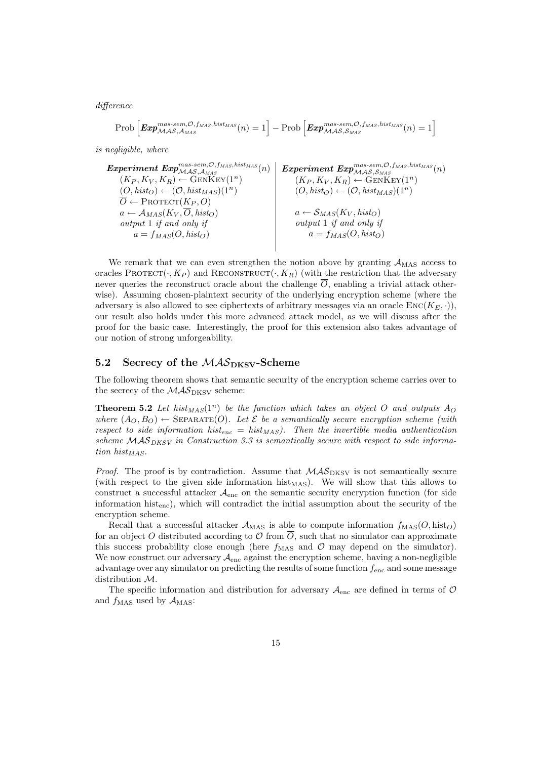*difference*

$$\text{Prob}\left[\boldsymbol{Exp}^{mas\text{-}sem,\mathcal{O},f_{MAS},hist_{MAS}}_{\mathcal{MAS},\mathcal{A}_{MAS}}(n)=1\right]-\text{Prob}\left[\boldsymbol{Exp}^{mas\text{-}sem,\mathcal{O},f_{MAS},hist_{MAS}}_{\mathcal{MAS},\mathcal{S}_{MAS}}(n)=1\right]$$

*is negligible, where*

| ***Experiment*** $\boldsymbol{Exp}^{mas\text{-}sem,\mathcal{O},f_{MAS},hist_{MAS}}_{\mathcal{MAS},\mathcal{A}_{MAS}}(n)$ | ***Experiment*** $\boldsymbol{Exp}^{mas\text{-}sem,\mathcal{O},f_{MAS},hist_{MAS}}_{\mathcal{MAS},\mathcal{S}_{MAS}}(n)$ |
|---|---|
| $(K_P, K_V, K_R) \leftarrow \text{GenKey}(1^n)$ | $(K_P, K_V, K_R) \leftarrow \text{GenKey}(1^n)$ |
| $(O, hist_O) \leftarrow (\mathcal{O}, hist_{MAS})(1^n)$ | $(O, hist_O) \leftarrow (\mathcal{O}, hist_{MAS})(1^n)$ |
| $\overline{O} \leftarrow \text{Protect}(K_P, O)$ | |
| $a \leftarrow \mathcal{A}_{MAS}(K_V, \overline{O}, hist_O)$ | $a \leftarrow \mathcal{S}_{MAS}(K_V, hist_O)$ |
| *output 1 if and only if* | *output 1 if and only if* |
| $a = f_{MAS}(O, hist_O)$ | $a = f_{MAS}(O, hist_O)$ |

We remark that we can even strengthen the notion above by granting $\mathcal{A}_{\text{MAS}}$ access to oracles $\text{Protect}(\cdot, K_P)$ and $\text{Reconstruct}(\cdot, K_R)$ (with the restriction that the adversary never queries the reconstruct oracle about the challenge $\overline{O}$, enabling a trivial attack otherwise). Assuming chosen-plaintext security of the underlying encryption scheme (where the adversary is also allowed to see ciphertexts of arbitrary messages via an oracle $\text{Enc}(K_E, \cdot)$), our result also holds under this more advanced attack model, as we will discuss after the proof for the basic case. Interestingly, the proof for this extension also takes advantage of our notion of strong unforgeability.

## 5.2 Secrecy of the $\mathcal{MAS}_{\text{DKSV}}$-Scheme

The following theorem shows that semantic security of the encryption scheme carries over to the secrecy of the $\mathcal{MAS}_{\text{DKSV}}$ scheme:

**Theorem 5.2** *Let $hist_{MAS}(1^n)$ be the function which takes an object $O$ and outputs $A_O$ where $(A_O, B_O) \leftarrow \text{Separate}(O)$. Let $\mathcal{E}$ be a semantically secure encryption scheme (with respect to side information $hist_{enc} = hist_{MAS}$). Then the invertible media authentication scheme $\mathcal{MAS}_{DKSV}$ in Construction 3.3 is semantically secure with respect to side information $hist_{MAS}$.*

*Proof.* The proof is by contradiction. Assume that $\mathcal{MAS}_{\text{DKSV}}$ is not semantically secure (with respect to the given side information $\text{hist}_{\text{MAS}}$). We will show that this allows to construct a successful attacker $\mathcal{A}_{\text{enc}}$ on the semantic security encryption function (for side information $\text{hist}_{\text{enc}}$), which will contradict the initial assumption about the security of the encryption scheme.

Recall that a successful attacker $\mathcal{A}_{\text{MAS}}$ is able to compute information $f_{\text{MAS}}(O, \text{hist}_O)$ for an object $O$ distributed according to $\mathcal{O}$ from $\overline{O}$, such that no simulator can approximate this success probability close enough (here $f_{\text{MAS}}$ and $\mathcal{O}$ may depend on the simulator). We now construct our adversary $\mathcal{A}_{\text{enc}}$ against the encryption scheme, having a non-negligible advantage over any simulator on predicting the results of some function $f_{\text{enc}}$ and some message distribution $\mathcal{M}$.

The specific information and distribution for adversary $\mathcal{A}_{\text{enc}}$ are defined in terms of $\mathcal{O}$ and $f_{\text{MAS}}$ used by $\mathcal{A}_{\text{MAS}}$: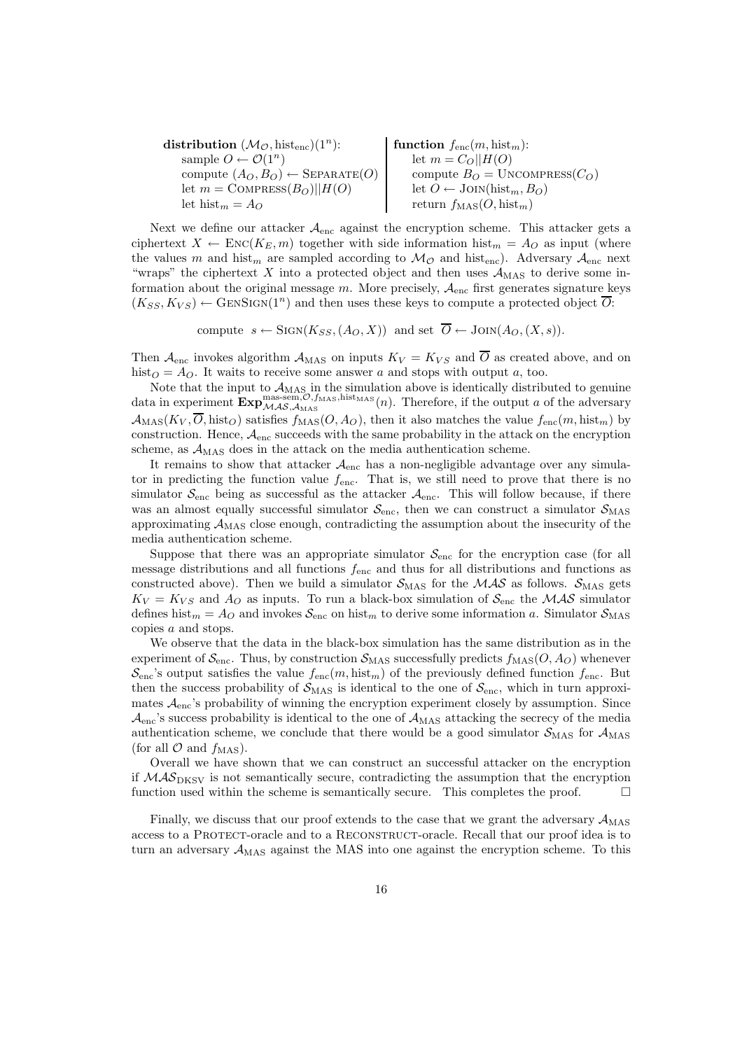**distribution** $(\mathcal{M}_{\mathcal{O}}, \text{hist}_{\text{enc}})(1^n)$:
  sample $O \leftarrow \mathcal{O}(1^n)$
  compute $(A_O, B_O) \leftarrow \text{Separate}(O)$
  let $m = \text{Compress}(B_O)||H(O)$
  let $\text{hist}_m = A_O$

**function** $f_{\text{enc}}(m, \text{hist}_m)$:
  let $m = C_O||H(O)$
  compute $B_O = \text{Uncompress}(C_O)$
  let $O \leftarrow \text{Join}(\text{hist}_m, B_O)$
  return $f_{\text{MAS}}(O, \text{hist}_m)$

Next we define our attacker $\mathcal{A}_{\text{enc}}$ against the encryption scheme. This attacker gets a ciphertext $X \leftarrow \text{Enc}(K_E, m)$ together with side information $\text{hist}_m = A_O$ as input (where the values $m$ and $\text{hist}_m$ are sampled according to $\mathcal{M}_{\mathcal{O}}$ and $\text{hist}_{\text{enc}}$). Adversary $\mathcal{A}_{\text{enc}}$ next "wraps" the ciphertext $X$ into a protected object and then uses $\mathcal{A}_{\text{MAS}}$ to derive some information about the original message $m$. More precisely, $\mathcal{A}_{\text{enc}}$ first generates signature keys $(K_{SS}, K_{VS}) \leftarrow \text{GenSign}(1^n)$ and then uses these keys to compute a protected object $\overline{O}$:

$$\text{compute } \; s \leftarrow \text{Sign}(K_{SS}, (A_O, X)) \; \text{ and set } \; \overline{O} \leftarrow \text{Join}(A_O, (X, s)).$$

Then $\mathcal{A}_{\text{enc}}$ invokes algorithm $\mathcal{A}_{\text{MAS}}$ on inputs $K_V = K_{VS}$ and $\overline{O}$ as created above, and on $\text{hist}_O = A_O$. It waits to receive some answer $a$ and stops with output $a$, too.

Note that the input to $\mathcal{A}_{\text{MAS}}$ in the simulation above is identically distributed to genuine data in experiment $\mathbf{Exp}^{\text{mas-sem},\mathcal{O},f_{\text{MAS}},\text{hist}_{\text{MAS}}}_{\mathcal{MAS},\mathcal{A}_{\text{MAS}}}(n)$. Therefore, if the output $a$ of the adversary $\mathcal{A}_{\text{MAS}}(K_V, \overline{O}, \text{hist}_O)$ satisfies $f_{\text{MAS}}(O, A_O)$, then it also matches the value $f_{\text{enc}}(m, \text{hist}_m)$ by construction. Hence, $\mathcal{A}_{\text{enc}}$ succeeds with the same probability in the attack on the encryption scheme, as $\mathcal{A}_{\text{MAS}}$ does in the attack on the media authentication scheme.

It remains to show that attacker $\mathcal{A}_{\text{enc}}$ has a non-negligible advantage over any simulator in predicting the function value $f_{\text{enc}}$. That is, we still need to prove that there is no simulator $\mathcal{S}_{\text{enc}}$ being as successful as the attacker $\mathcal{A}_{\text{enc}}$. This will follow because, if there was an almost equally successful simulator $\mathcal{S}_{\text{enc}}$, then we can construct a simulator $\mathcal{S}_{\text{MAS}}$ approximating $\mathcal{A}_{\text{MAS}}$ close enough, contradicting the assumption about the insecurity of the media authentication scheme.

Suppose that there was an appropriate simulator $\mathcal{S}_{\text{enc}}$ for the encryption case (for all message distributions and all functions $f_{\text{enc}}$ and thus for all distributions and functions as constructed above). Then we build a simulator $\mathcal{S}_{\text{MAS}}$ for the $\mathcal{MAS}$ as follows. $\mathcal{S}_{\text{MAS}}$ gets $K_V = K_{VS}$ and $A_O$ as inputs. To run a black-box simulation of $\mathcal{S}_{\text{enc}}$ the $\mathcal{MAS}$ simulator defines $\text{hist}_m = A_O$ and invokes $\mathcal{S}_{\text{enc}}$ on $\text{hist}_m$ to derive some information $a$. Simulator $\mathcal{S}_{\text{MAS}}$ copies $a$ and stops.

We observe that the data in the black-box simulation has the same distribution as in the experiment of $\mathcal{S}_{\text{enc}}$. Thus, by construction $\mathcal{S}_{\text{MAS}}$ successfully predicts $f_{\text{MAS}}(O, A_O)$ whenever $\mathcal{S}_{\text{enc}}$'s output satisfies the value $f_{\text{enc}}(m, \text{hist}_m)$ of the previously defined function $f_{\text{enc}}$. But then the success probability of $\mathcal{S}_{\text{MAS}}$ is identical to the one of $\mathcal{S}_{\text{enc}}$, which in turn approximates $\mathcal{A}_{\text{enc}}$'s probability of winning the encryption experiment closely by assumption. Since $\mathcal{A}_{\text{enc}}$'s success probability is identical to the one of $\mathcal{A}_{\text{MAS}}$ attacking the secrecy of the media authentication scheme, we conclude that there would be a good simulator $\mathcal{S}_{\text{MAS}}$ for $\mathcal{A}_{\text{MAS}}$ (for all $\mathcal{O}$ and $f_{\text{MAS}}$).

Overall we have shown that we can construct an successful attacker on the encryption if $\mathcal{MAS}_{\text{DKSV}}$ is not semantically secure, contradicting the assumption that the encryption function used within the scheme is semantically secure. This completes the proof. □

Finally, we discuss that our proof extends to the case that we grant the adversary $\mathcal{A}_{\text{MAS}}$ access to a Protect-oracle and to a Reconstruct-oracle. Recall that our proof idea is to turn an adversary $\mathcal{A}_{\text{MAS}}$ against the MAS into one against the encryption scheme. To this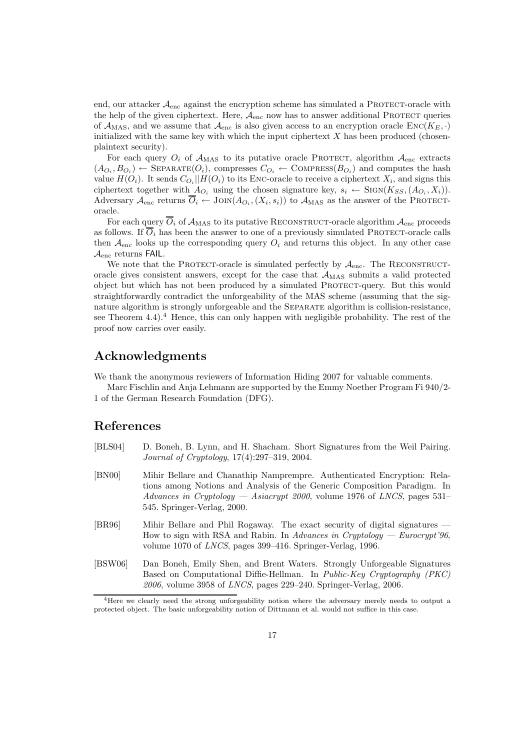end, our attacker $\mathcal{A}_{\text{enc}}$ against the encryption scheme has simulated a PROTECT-oracle with the help of the given ciphertext. Here, $\mathcal{A}_{\text{enc}}$ now has to answer additional PROTECT queries of $\mathcal{A}_{\text{MAS}}$, and we assume that $\mathcal{A}_{\text{enc}}$ is also given access to an encryption oracle $\text{ENC}(K_E, \cdot)$ initialized with the same key with which the input ciphertext $X$ has been produced (chosen-plaintext security).

For each query $O_i$ of $\mathcal{A}_{\text{MAS}}$ to its putative oracle PROTECT, algorithm $\mathcal{A}_{\text{enc}}$ extracts $(A_{O_i}, B_{O_i}) \leftarrow \text{SEPARATE}(O_i)$, compresses $C_{O_i} \leftarrow \text{COMPRESS}(B_{O_i})$ and computes the hash value $H(O_i)$. It sends $C_{O_i} || H(O_i)$ to its ENC-oracle to receive a ciphertext $X_i$, and signs this ciphertext together with $A_{O_i}$ using the chosen signature key, $s_i \leftarrow \text{SIGN}(K_{SS}, (A_{O_i}, X_i))$. Adversary $\mathcal{A}_{\text{enc}}$ returns $\overline{O}_i \leftarrow \text{JOIN}(A_{O_i}, (X_i, s_i))$ to $\mathcal{A}_{\text{MAS}}$ as the answer of the PROTECT-oracle.

For each query $\overline{O}_i$ of $\mathcal{A}_{\text{MAS}}$ to its putative RECONSTRUCT-oracle algorithm $\mathcal{A}_{\text{enc}}$ proceeds as follows. If $\overline{O}_i$ has been the answer to one of a previously simulated PROTECT-oracle calls then $\mathcal{A}_{\text{enc}}$ looks up the corresponding query $O_i$ and returns this object. In any other case $\mathcal{A}_{\text{enc}}$ returns FAIL.

We note that the PROTECT-oracle is simulated perfectly by $\mathcal{A}_{\text{enc}}$. The RECONSTRUCT-oracle gives consistent answers, except for the case that $\mathcal{A}_{\text{MAS}}$ submits a valid protected object but which has not been produced by a simulated PROTECT-query. But this would straightforwardly contradict the unforgeability of the MAS scheme (assuming that the signature algorithm is strongly unforgeable and the SEPARATE algorithm is collision-resistance, see Theorem 4.4).[4] Hence, this can only happen with negligible probability. The rest of the proof now carries over easily.

## Acknowledgments

We thank the anonymous reviewers of Information Hiding 2007 for valuable comments.

Marc Fischlin and Anja Lehmann are supported by the Emmy Noether Program Fi 940/2-1 of the German Research Foundation (DFG).

## References

[BLS04] D. Boneh, B. Lynn, and H. Shacham. Short Signatures from the Weil Pairing. *Journal of Cryptology*, 17(4):297–319, 2004.

[BN00] Mihir Bellare and Chanathip Namprempre. Authenticated Encryption: Relations among Notions and Analysis of the Generic Composition Paradigm. In *Advances in Cryptology — Asiacrypt 2000*, volume 1976 of *LNCS*, pages 531–545. Springer-Verlag, 2000.

[BR96] Mihir Bellare and Phil Rogaway. The exact security of digital signatures — How to sign with RSA and Rabin. In *Advances in Cryptology — Eurocrypt'96*, volume 1070 of *LNCS*, pages 399–416. Springer-Verlag, 1996.

[BSW06] Dan Boneh, Emily Shen, and Brent Waters. Strongly Unforgeable Signatures Based on Computational Diffie-Hellman. In *Public-Key Cryptography (PKC) 2006*, volume 3958 of *LNCS*, pages 229–240. Springer-Verlag, 2006.

[4] Here we clearly need the strong unforgeability notion where the adversary merely needs to output a protected object. The basic unforgeability notion of Dittmann et al. would not suffice in this case.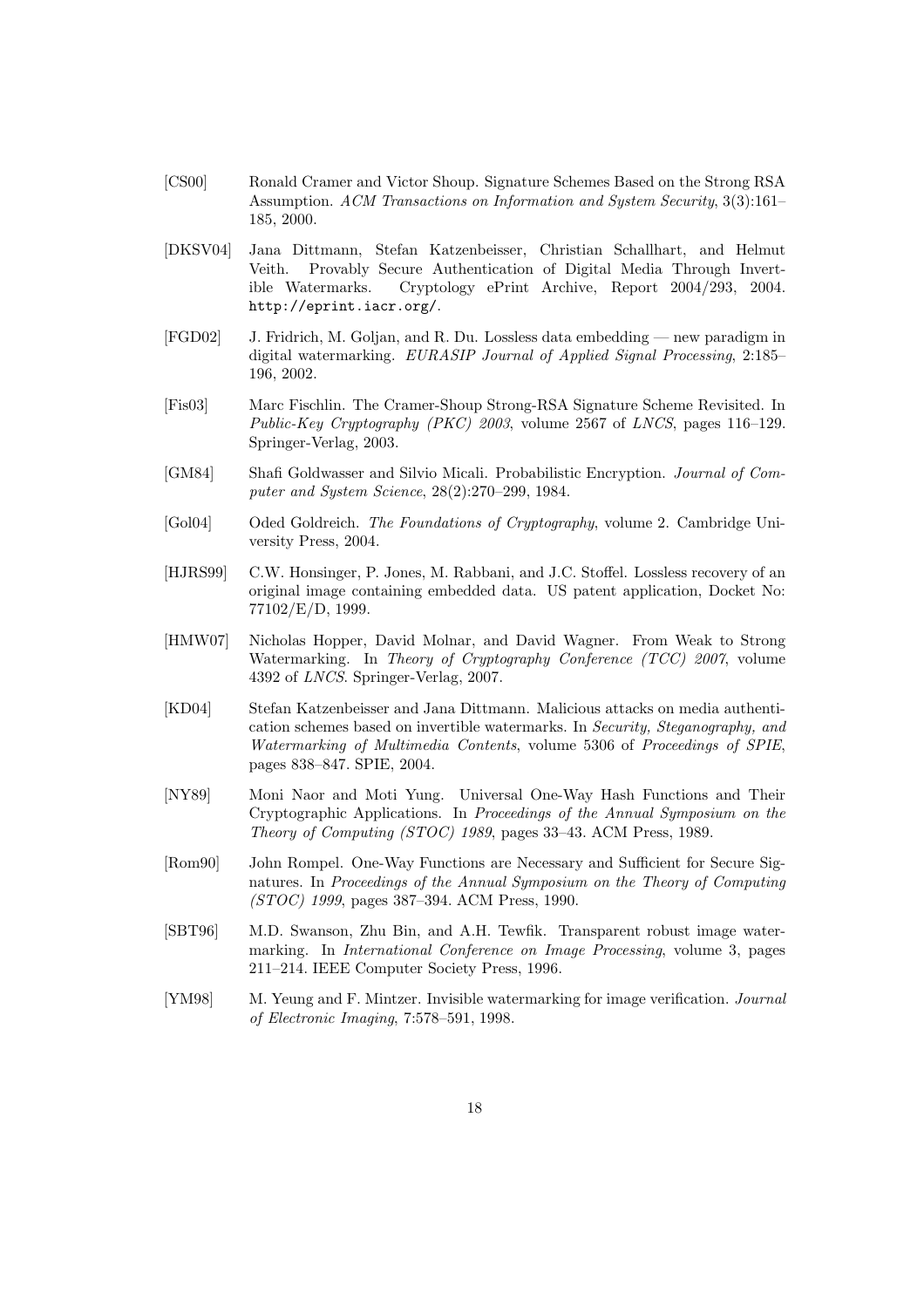[CS00] Ronald Cramer and Victor Shoup. Signature Schemes Based on the Strong RSA Assumption. *ACM Transactions on Information and System Security*, 3(3):161–185, 2000.

[DKSV04] Jana Dittmann, Stefan Katzenbeisser, Christian Schallhart, and Helmut Veith. Provably Secure Authentication of Digital Media Through Invertible Watermarks. Cryptology ePrint Archive, Report 2004/293, 2004. `http://eprint.iacr.org/`.

[FGD02] J. Fridrich, M. Goljan, and R. Du. Lossless data embedding — new paradigm in digital watermarking. *EURASIP Journal of Applied Signal Processing*, 2:185–196, 2002.

[Fis03] Marc Fischlin. The Cramer-Shoup Strong-RSA Signature Scheme Revisited. In *Public-Key Cryptography (PKC) 2003*, volume 2567 of *LNCS*, pages 116–129. Springer-Verlag, 2003.

[GM84] Shafi Goldwasser and Silvio Micali. Probabilistic Encryption. *Journal of Computer and System Science*, 28(2):270–299, 1984.

[Gol04] Oded Goldreich. *The Foundations of Cryptography*, volume 2. Cambridge University Press, 2004.

[HJRS99] C.W. Honsinger, P. Jones, M. Rabbani, and J.C. Stoffel. Lossless recovery of an original image containing embedded data. US patent application, Docket No: 77102/E/D, 1999.

[HMW07] Nicholas Hopper, David Molnar, and David Wagner. From Weak to Strong Watermarking. In *Theory of Cryptography Conference (TCC) 2007*, volume 4392 of *LNCS*. Springer-Verlag, 2007.

[KD04] Stefan Katzenbeisser and Jana Dittmann. Malicious attacks on media authentication schemes based on invertible watermarks. In *Security, Steganography, and Watermarking of Multimedia Contents*, volume 5306 of *Proceedings of SPIE*, pages 838–847. SPIE, 2004.

[NY89] Moni Naor and Moti Yung. Universal One-Way Hash Functions and Their Cryptographic Applications. In *Proceedings of the Annual Symposium on the Theory of Computing (STOC) 1989*, pages 33–43. ACM Press, 1989.

[Rom90] John Rompel. One-Way Functions are Necessary and Sufficient for Secure Signatures. In *Proceedings of the Annual Symposium on the Theory of Computing (STOC) 1999*, pages 387–394. ACM Press, 1990.

[SBT96] M.D. Swanson, Zhu Bin, and A.H. Tewfik. Transparent robust image watermarking. In *International Conference on Image Processing*, volume 3, pages 211–214. IEEE Computer Society Press, 1996.

[YM98] M. Yeung and F. Mintzer. Invisible watermarking for image verification. *Journal of Electronic Imaging*, 7:578–591, 1998.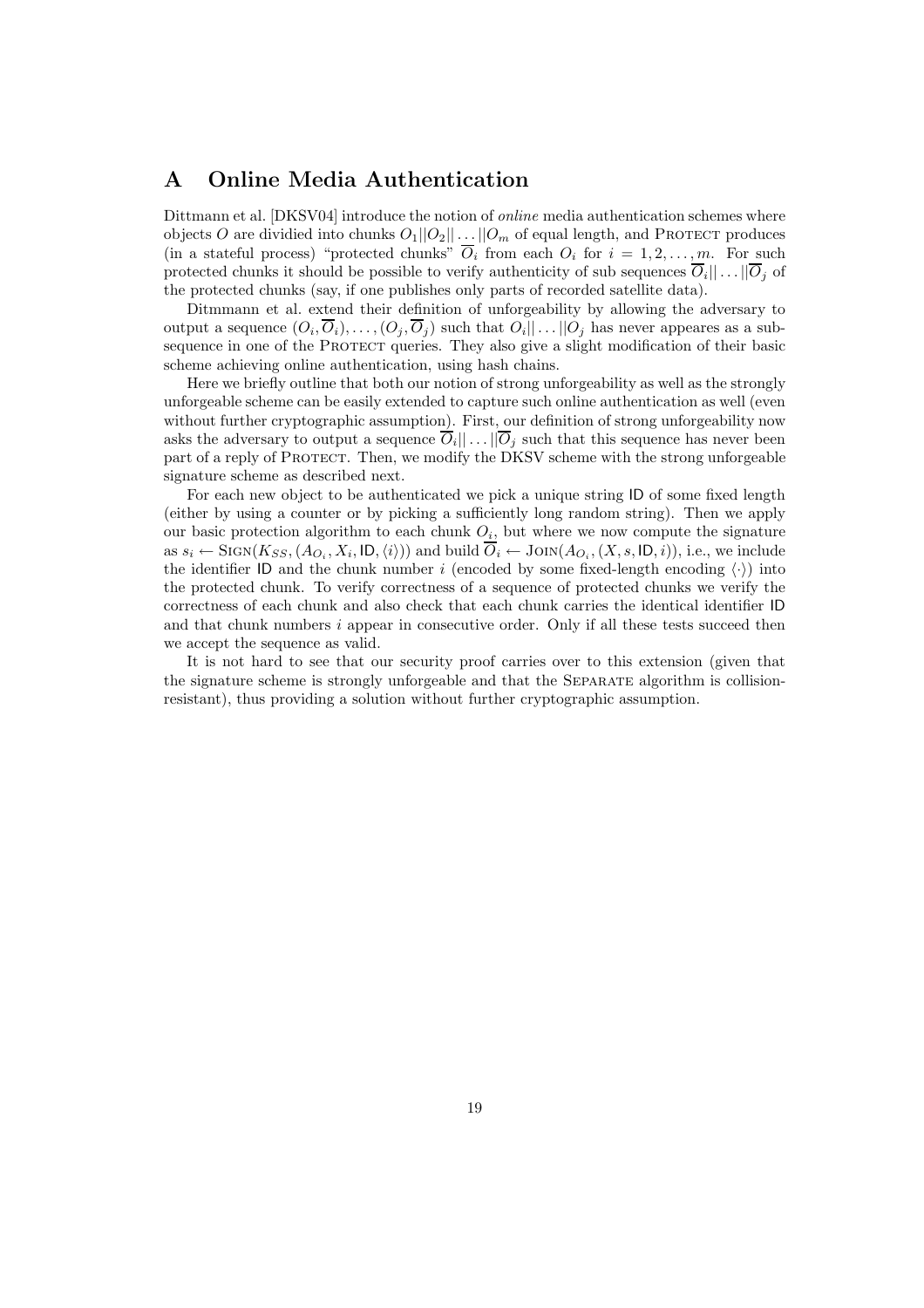# A Online Media Authentication

Dittmann et al. [DKSV04] introduce the notion of *online* media authentication schemes where objects $O$ are dividied into chunks $O_1||O_2||\ldots||O_m$ of equal length, and PROTECT produces (in a stateful process) "protected chunks" $\overline{O}_i$ from each $O_i$ for $i = 1, 2, \ldots, m$. For such protected chunks it should be possible to verify authenticity of sub sequences $\overline{O}_i||\ldots||\overline{O}_j$ of the protected chunks (say, if one publishes only parts of recorded satellite data).

Ditmmann et al. extend their definition of unforgeability by allowing the adversary to output a sequence $(O_i, \overline{O}_i), \ldots, (O_j, \overline{O}_j)$ such that $O_i||\ldots||O_j$ has never appeares as a subsequence in one of the PROTECT queries. They also give a slight modification of their basic scheme achieving online authentication, using hash chains.

Here we briefly outline that both our notion of strong unforgeability as well as the strongly unforgeable scheme can be easily extended to capture such online authentication as well (even without further cryptographic assumption). First, our definition of strong unforgeability now asks the adversary to output a sequence $\overline{O}_i||\ldots||\overline{O}_j$ such that this sequence has never been part of a reply of PROTECT. Then, we modify the DKSV scheme with the strong unforgeable signature scheme as described next.

For each new object to be authenticated we pick a unique string $\mathsf{ID}$ of some fixed length (either by using a counter or by picking a sufficiently long random string). Then we apply our basic protection algorithm to each chunk $O_i$, but where we now compute the signature as $s_i \leftarrow \text{SIGN}(K_{SS}, (A_{O_i}, X_i, \mathsf{ID}, \langle i \rangle))$ and build $\overline{O}_i \leftarrow \text{JOIN}(A_{O_i}, (X, s, \mathsf{ID}, i))$, i.e., we include the identifier $\mathsf{ID}$ and the chunk number $i$ (encoded by some fixed-length encoding $\langle\cdot\rangle$) into the protected chunk. To verify correctness of a sequence of protected chunks we verify the correctness of each chunk and also check that each chunk carries the identical identifier $\mathsf{ID}$ and that chunk numbers $i$ appear in consecutive order. Only if all these tests succeed then we accept the sequence as valid.

It is not hard to see that our security proof carries over to this extension (given that the signature scheme is strongly unforgeable and that the SEPARATE algorithm is collision-resistant), thus providing a solution without further cryptographic assumption.